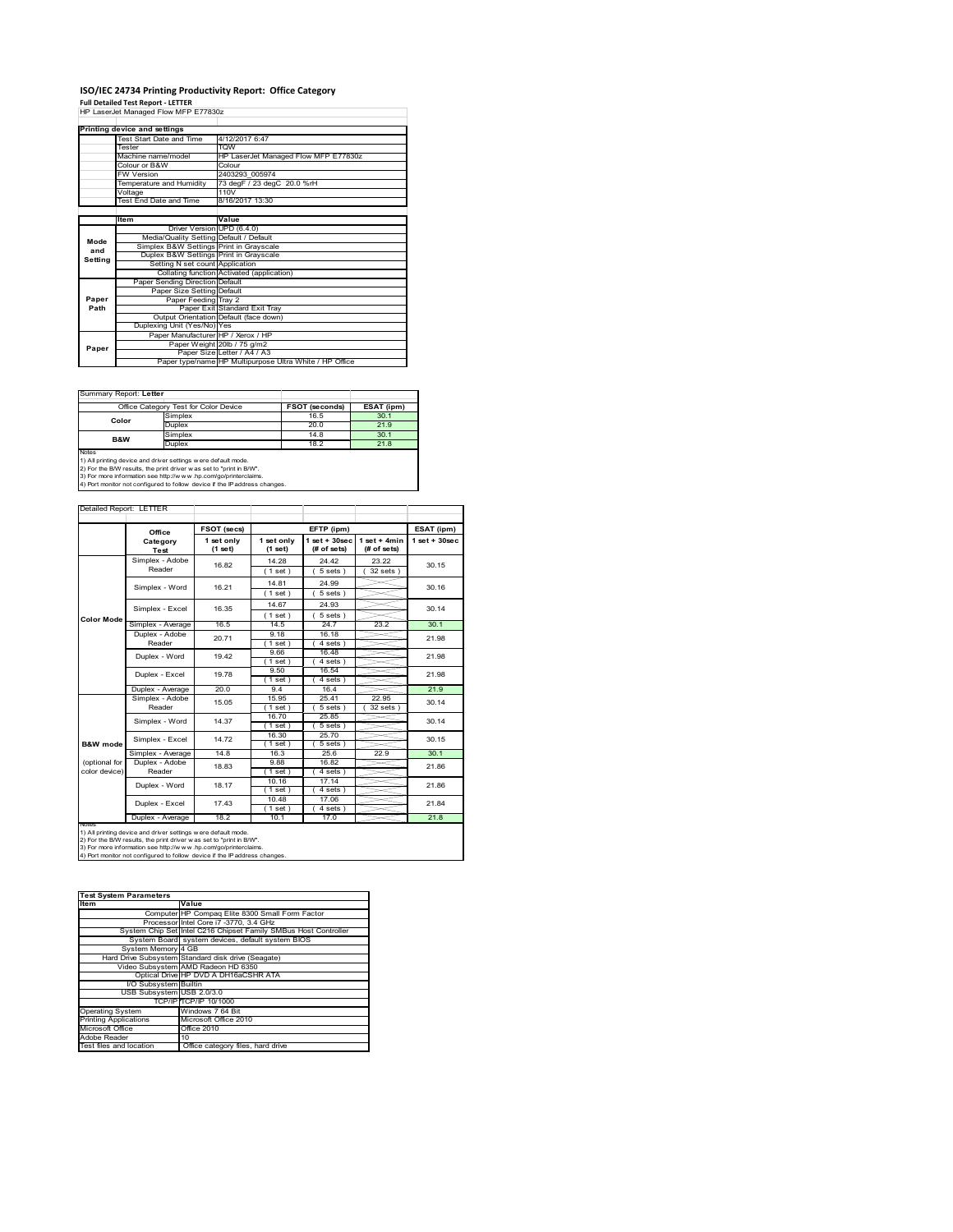# ISO/IEC 24734 Printing Productivity Report: Office Category

**Full Detailed Test Report - LETTER**

HP LaserJet Managed Flow MFP E77830z

| Printing device and settings | |
|---|---|
| Test Start Date and Time | 4/12/2017 6:47 |
| Tester | TQW |
| Machine name/model | HP LaserJet Managed Flow MFP E77830z |
| Colour or B&W | Colour |
| FW Version | 2403293_005974 |
| Temperature and Humidity | 73 degF / 23 degC 20.0 %rH |
| Voltage | 110V |
| Test End Date and Time | 8/16/2017 13:30 |

| | Item | Value |
|---|---|---|
| Mode and Setting | Driver Version | UPD (6.4.0) |
| | Media/Quality Setting | Default / Default |
| | Simplex B&W Settings | Print in Grayscale |
| | Duplex B&W Settings | Print in Grayscale |
| | Setting N set count | Application |
| | Collating function | Activated (application) |
| Paper Path | Paper Sending Direction | Default |
| | Paper Size Setting | Default |
| | Paper Feeding | Tray 2 |
| | Paper Exit | Standard Exit Tray |
| | Output Orientation | Default (face down) |
| | Duplexing Unit (Yes/No) | Yes |
| Paper | Paper Manufacturer | HP / Xerox / HP |
| | Paper Weight | 20lb / 75 g/m2 |
| | Paper Size | Letter / A4 / A3 |
| | Paper type/name | HP Multipurpose Ultra White / HP Office |

Summary Report: **Letter**

| Office Category Test for Color Device | | FSOT (seconds) | ESAT (ipm) |
|---|---|---|---|
| Color | Simplex | 16.5 | 30.1 |
| | Duplex | 20.0 | 21.9 |
| B&W | Simplex | 14.8 | 30.1 |
| | Duplex | 18.2 | 21.8 |

Notes
1) All printing device and driver settings were default mode.
2) For the B/W results, the print driver was set to "print in B/W".
3) For more information see http://www.hp.com/go/printerclaims.
4) Port monitor not configured to follow device if the IP address changes.

Detailed Report: LETTER

| | Office Category Test | FSOT (secs) 1 set only (1 set) | EFTP (ipm) 1 set only (1 set) | EFTP (ipm) 1 set + 30sec (# of sets) | EFTP (ipm) 1 set + 4min (# of sets) | ESAT (ipm) 1 set + 30sec |
|---|---|---|---|---|---|---|
| Color Mode | Simplex - Adobe Reader | 16.82 | 14.28 (1 set) | 24.42 (5 sets) | 23.22 (32 sets) | 30.15 |
| | Simplex - Word | 16.21 | 14.81 (1 set) | 24.99 (5 sets) | | 30.16 |
| | Simplex - Excel | 16.35 | 14.67 (1 set) | 24.93 (5 sets) | | 30.14 |
| | Simplex - Average | 16.5 | 14.5 | 24.7 | 23.2 | 30.1 |
| | Duplex - Adobe Reader | 20.71 | 9.18 (1 set) | 16.18 (4 sets) | | 21.98 |
| | Duplex - Word | 19.42 | 9.66 (1 set) | 16.48 (4 sets) | | 21.98 |
| | Duplex - Excel | 19.78 | 9.50 (1 set) | 16.54 (4 sets) | | 21.98 |
| | Duplex - Average | 20.0 | 9.4 | 16.4 | | 21.9 |
| B&W mode (optional for color device) | Simplex - Adobe Reader | 15.05 | 15.95 (1 set) | 25.41 (5 sets) | 22.95 (32 sets) | 30.14 |
| | Simplex - Word | 14.37 | 16.70 (1 set) | 25.85 (5 sets) | | 30.14 |
| | Simplex - Excel | 14.72 | 16.30 (1 set) | 25.70 (5 sets) | | 30.15 |
| | Simplex - Average | 14.8 | 16.3 | 25.6 | 22.9 | 30.1 |
| | Duplex - Adobe Reader | 18.83 | 9.88 (1 set) | 16.82 (4 sets) | | 21.86 |
| | Duplex - Word | 18.17 | 10.16 (1 set) | 17.14 (4 sets) | | 21.86 |
| | Duplex - Excel | 17.43 | 10.48 (1 set) | 17.06 (4 sets) | | 21.84 |
| | Duplex - Average | 18.2 | 10.1 | 17.0 | | 21.8 |

Notes
1) All printing device and driver settings were default mode.
2) For the B/W results, the print driver was set to "print in B/W".
3) For more information see http://www.hp.com/go/printerclaims.
4) Port monitor not configured to follow device if the IP address changes.

| Test System Parameters | |
|---|---|
| **Item** | **Value** |
| Computer | HP Compaq Elite 8300 Small Form Factor |
| Processor | Intel Core i7 -3770, 3.4 GHz |
| System Chip Set | Intel C216 Chipset Family SMBus Host Controller |
| System Board | system devices, default system BIOS |
| System Memory | 4 GB |
| Hard Drive Subsystem | Standard disk drive (Seagate) |
| Video Subsystem | AMD Radeon HD 6350 |
| Optical Drive | HP DVD A DH16aCSHR ATA |
| I/O Subsystem | Builtin |
| USB Subsystem | USB 2.0/3.0 |
| TCP/IP | TCP/IP 10/1000 |
| Operating System | Windows 7 64 Bit |
| Printing Applications | Microsoft Office 2010 |
| Microsoft Office | Office 2010 |
| Adobe Reader | 10 |
| Test files and location | Office category files, hard drive |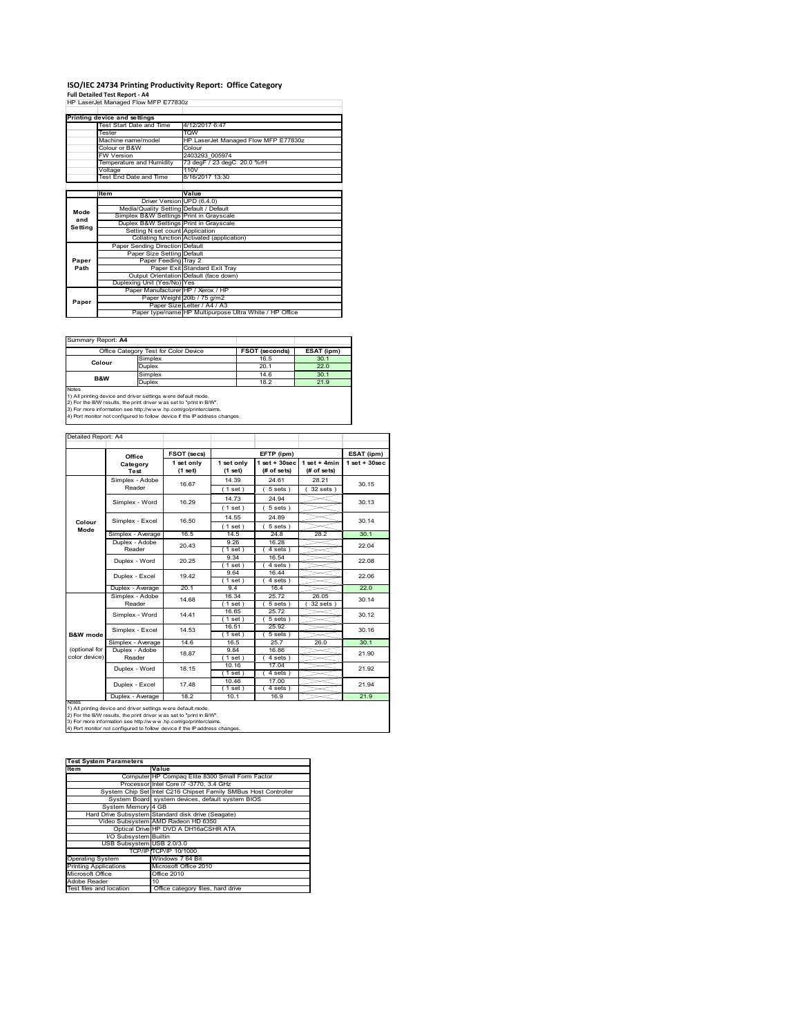# ISO/IEC 24734 Printing Productivity Report: Office Category

**Full Detailed Test Report - A4**

HP LaserJet Managed Flow MFP E77830z

| Printing device and settings | |
|---|---|
| Test Start Date and Time | 4/12/2017 6:47 |
| Tester | TQW |
| Machine name/model | HP LaserJet Managed Flow MFP E77830z |
| Colour or B&W | Colour |
| FW Version | 2403293_005974 |
| Temperature and Humidity | 73 degF / 23 degC 20.0 %rH |
| Voltage | 110V |
| Test End Date and Time | 8/16/2017 13:30 |

| | Item | Value |
|---|---|---|
| Mode and Setting | Driver Version | UPD (6.4.0) |
| | Media/Quality Setting | Default / Default |
| | Simplex B&W Settings | Print in Grayscale |
| | Duplex B&W Settings | Print in Grayscale |
| | Setting N set count | Application |
| | Collating function | Activated (application) |
| Paper Path | Paper Sending Direction | Default |
| | Paper Size Setting | Default |
| | Paper Feeding | Tray 2 |
| | Paper Exit | Standard Exit Tray |
| | Output Orientation | Default (face down) |
| | Duplexing Unit (Yes/No) | Yes |
| Paper | Paper Manufacturer | HP / Xerox / HP |
| | Paper Weight | 20lb / 75 g/m2 |
| | Paper Size | Letter / A4 / A3 |
| | Paper type/name | HP Multipurpose Ultra White / HP Office |

Summary Report: **A4**

| Office Category Test for Color Device | | FSOT (seconds) | ESAT (ipm) |
|---|---|---|---|
| Colour | Simplex | 16.5 | 30.1 |
| | Duplex | 20.1 | 22.0 |
| B&W | Simplex | 14.6 | 30.1 |
| | Duplex | 18.2 | 21.9 |

Notes
1) All printing device and driver settings were default mode.
2) For the B/W results, the print driver was set to "print in B/W".
3) For more information see http://www.hp.com/go/printerclaims.
4) Port monitor not configured to follow device if the IP address changes.

Detailed Report: A4

| | Office Category Test | FSOT (secs) 1 set only (1 set) | EFTP (ipm) 1 set only (1 set) | EFTP (ipm) 1 set + 30sec (# of sets) | EFTP (ipm) 1 set + 4min (# of sets) | ESAT (ipm) 1 set + 30sec |
|---|---|---|---|---|---|---|
| Colour Mode | Simplex - Adobe Reader | 16.67 | 14.39 (1 set) | 24.61 (5 sets) | 28.21 (32 sets) | 30.15 |
| | Simplex - Word | 16.29 | 14.73 (1 set) | 24.94 (5 sets) | | 30.13 |
| | Simplex - Excel | 16.50 | 14.55 (1 set) | 24.89 (5 sets) | | 30.14 |
| | Simplex - Average | 16.5 | 14.5 | 24.8 | 28.2 | 30.1 |
| | Duplex - Adobe Reader | 20.43 | 9.26 (1 set) | 16.28 (4 sets) | | 22.04 |
| | Duplex - Word | 20.25 | 9.34 (1 set) | 16.54 (4 sets) | | 22.08 |
| | Duplex - Excel | 19.42 | 9.64 (1 set) | 16.44 (4 sets) | | 22.06 |
| | Duplex - Average | 20.1 | 9.4 | 16.4 | | 22.0 |
| B&W mode (optional for color device) | Simplex - Adobe Reader | 14.68 | 16.34 (1 set) | 25.72 (5 sets) | 26.05 (32 sets) | 30.14 |
| | Simplex - Word | 14.41 | 16.65 (1 set) | 25.72 (5 sets) | | 30.12 |
| | Simplex - Excel | 14.53 | 16.51 (1 set) | 25.92 (5 sets) | | 30.16 |
| | Simplex - Average | 14.6 | 16.5 | 25.7 | 26.0 | 30.1 |
| | Duplex - Adobe Reader | 18.87 | 9.84 (1 set) | 16.86 (4 sets) | | 21.90 |
| | Duplex - Word | 18.15 | 10.16 (1 set) | 17.04 (4 sets) | | 21.92 |
| | Duplex - Excel | 17.48 | 10.46 (1 set) | 17.00 (4 sets) | | 21.94 |
| | Duplex - Average | 18.2 | 10.1 | 16.9 | | 21.9 |

Notes
1) All printing device and driver settings were default mode.
2) For the B/W results, the print driver was set to "print in B/W".
3) For more information see http://www.hp.com/go/printerclaims.
4) Port monitor not configured to follow device if the IP address changes.

| Test System Parameters | |
|---|---|
| **Item** | **Value** |
| Computer | HP Compaq Elite 8300 Small Form Factor |
| Processor | Intel Core i7 -3770, 3.4 GHz |
| System Chip Set | Intel C216 Chipset Family SMBus Host Controller |
| System Board | system devices, default system BIOS |
| System Memory | 4 GB |
| Hard Drive Subsystem | Standard disk drive (Seagate) |
| Video Subsystem | AMD Radeon HD 6350 |
| Optical Drive | HP DVD A DH16aCSHR ATA |
| I/O Subsystem | Builtin |
| USB Subsystem | USB 2.0/3.0 |
| TCP/IP | TCP/IP 10/1000 |
| Operating System | Windows 7 64 Bit |
| Printing Applications | Microsoft Office 2010 |
| Microsoft Office | Office 2010 |
| Adobe Reader | 10 |
| Test files and location | Office category files, hard drive |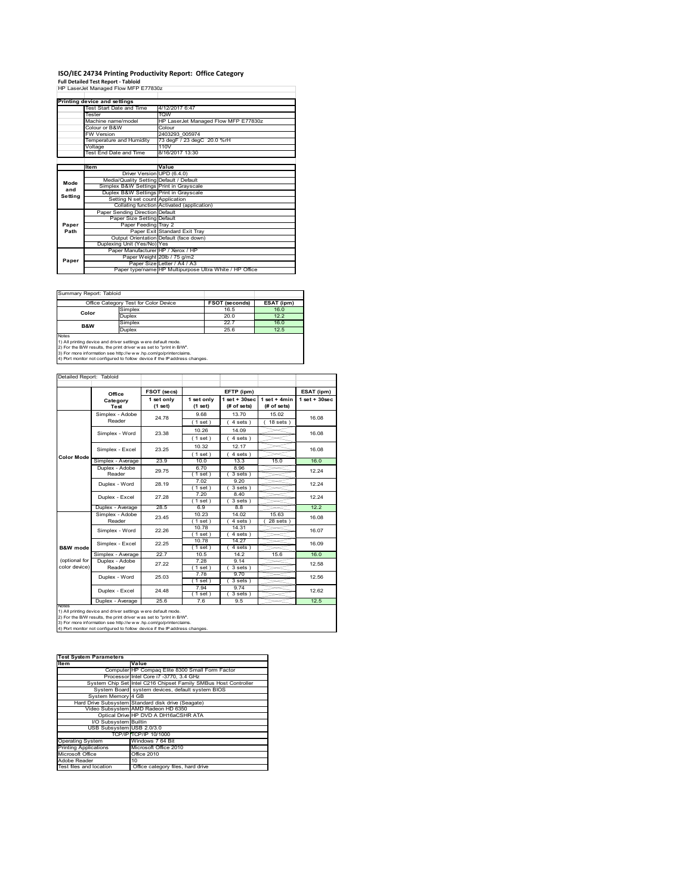# ISO/IEC 24734 Printing Productivity Report: Office Category

**Full Detailed Test Report - Tabloid**

HP LaserJet Managed Flow MFP E77830z

| Printing device and settings | |
|---|---|
| Test Start Date and Time | 4/12/2017 6:47 |
| Tester | TQW |
| Machine name/model | HP LaserJet Managed Flow MFP E77830z |
| Colour or B&W | Colour |
| FW Version | 2403293_005974 |
| Temperature and Humidity | 73 degF / 23 degC 20.0 %rH |
| Voltage | 110V |
| Test End Date and Time | 8/16/2017 13:30 |

| | Item | Value |
|---|---|---|
| Mode and Setting | Driver Version | UPD (6.4.0) |
| | Media/Quality Setting | Default / Default |
| | Simplex B&W Settings | Print in Grayscale |
| | Duplex B&W Settings | Print in Grayscale |
| | Setting N set count | Application |
| | Collating function | Activated (application) |
| Paper Path | Paper Sending Direction | Default |
| | Paper Size Setting | Default |
| | Paper Feeding | Tray 2 |
| | Paper Exit | Standard Exit Tray |
| | Output Orientation | Default (face down) |
| | Duplexing Unit (Yes/No) | Yes |
| Paper | Paper Manufacturer | HP / Xerox / HP |
| | Paper Weight | 20lb / 75 g/m2 |
| | Paper Size | Letter / A4 / A3 |
| | Paper type/name | HP Multipurpose Ultra White / HP Office |

Summary Report: Tabloid

| Office Category Test for Color Device | | FSOT (seconds) | ESAT (ipm) |
|---|---|---|---|
| Color | Simplex | 16.5 | 16.0 |
| | Duplex | 20.0 | 12.2 |
| B&W | Simplex | 22.7 | 16.0 |
| | Duplex | 25.6 | 12.5 |

Notes
1) All printing device and driver settings were default mode.
2) For the B/W results, the print driver was set to "print in B/W".
3) For more information see http://www.hp.com/go/printerclaims.
4) Port monitor not configured to follow device if the IP address changes.

Detailed Report: Tabloid

| | Office Category Test | FSOT (secs) 1 set only (1 set) | EFTP (ipm) 1 set only (1 set) | EFTP (ipm) 1 set + 30sec (# of sets) | EFTP (ipm) 1 set + 4min (# of sets) | ESAT (ipm) 1 set + 30sec |
|---|---|---|---|---|---|---|
| Color Mode | Simplex - Adobe Reader | 24.78 | 9.68 (1 set) | 13.70 (4 sets) | 15.02 (18 sets) | 16.08 |
| | Simplex - Word | 23.38 | 10.26 (1 set) | 14.09 (4 sets) | | 16.08 |
| | Simplex - Excel | 23.25 | 10.32 (1 set) | 12.17 (4 sets) | | 16.08 |
| | Simplex - Average | 23.9 | 10.0 | 13.3 | 15.0 | 16.0 |
| | Duplex - Adobe Reader | 29.75 | 6.70 (1 set) | 8.96 (3 sets) | | 12.24 |
| | Duplex - Word | 28.19 | 7.02 (1 set) | 9.20 (3 sets) | | 12.24 |
| | Duplex - Excel | 27.28 | 7.20 (1 set) | 8.40 (3 sets) | | 12.24 |
| | Duplex - Average | 28.5 | 6.9 | 8.8 | | 12.2 |
| B&W mode (optional for color device) | Simplex - Adobe Reader | 23.45 | 10.23 (1 set) | 14.02 (4 sets) | 15.63 (28 sets) | 16.08 |
| | Simplex - Word | 22.26 | 10.78 (1 set) | 14.31 (4 sets) | | 16.07 |
| | Simplex - Excel | 22.25 | 10.78 (1 set) | 14.27 (4 sets) | | 16.09 |
| | Simplex - Average | 22.7 | 10.5 | 14.2 | 15.6 | 16.0 |
| | Duplex - Adobe Reader | 27.22 | 7.28 (1 set) | 9.14 (3 sets) | | 12.58 |
| | Duplex - Word | 25.03 | 7.78 (1 set) | 9.70 (3 sets) | | 12.56 |
| | Duplex - Excel | 24.48 | 7.94 (1 set) | 9.74 (3 sets) | | 12.62 |
| | Duplex - Average | 25.6 | 7.6 | 9.5 | | 12.5 |

Notes
1) All printing device and driver settings were default mode.
2) For the B/W results, the print driver was set to "print in B/W".
3) For more information see http://www.hp.com/go/printerclaims.
4) Port monitor not configured to follow device if the IP address changes.

| Test System Parameters | |
|---|---|
| Item | Value |
| Computer | HP Compaq Elite 8300 Small Form Factor |
| Processor | Intel Core i7 -3770, 3.4 GHz |
| System Chip Set | Intel C216 Chipset Family SMBus Host Controller |
| System Board | system devices, default system BIOS |
| System Memory | 4 GB |
| Hard Drive Subsystem | Standard disk drive (Seagate) |
| Video Subsystem | AMD Radeon HD 6350 |
| Optical Drive | HP DVD A DH16aCSHR ATA |
| I/O Subsystem | Builtin |
| USB Subsystem | USB 2.0/3.0 |
| TCP/IP | TCP/IP 10/1000 |
| Operating System | Windows 7 64 Bit |
| Printing Applications | Microsoft Office 2010 |
| Microsoft Office | Office 2010 |
| Adobe Reader | 10 |
| Test files and location | Office category files, hard drive |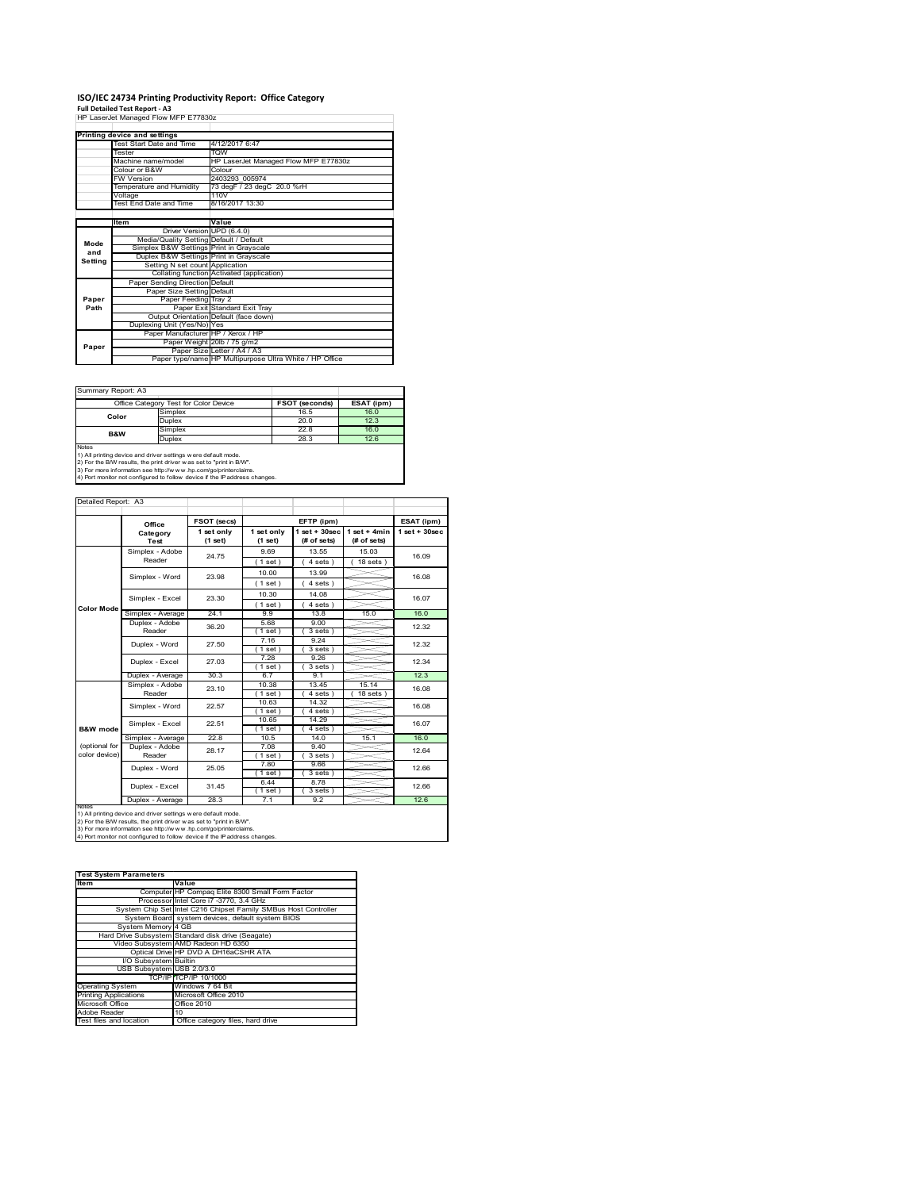# ISO/IEC 24734 Printing Productivity Report: Office Category

**Full Detailed Test Report - A3**

HP LaserJet Managed Flow MFP E77830z

| Printing device and settings | |
|---|---|
| Test Start Date and Time | 4/12/2017 6:47 |
| Tester | TQW |
| Machine name/model | HP LaserJet Managed Flow MFP E77830z |
| Colour or B&W | Colour |
| FW Version | 2403293_005974 |
| Temperature and Humidity | 73 degF / 23 degC 20.0 %rH |
| Voltage | 110V |
| Test End Date and Time | 8/16/2017 13:30 |

| | Item | Value |
|---|---|---|
| Mode and Setting | Driver Version | UPD (6.4.0) |
| | Media/Quality Setting | Default / Default |
| | Simplex B&W Settings | Print in Grayscale |
| | Duplex B&W Settings | Print in Grayscale |
| | Setting N set count | Application |
| | Collating function | Activated (application) |
| Paper Path | Paper Sending Direction | Default |
| | Paper Size Setting | Default |
| | Paper Feeding | Tray 2 |
| | Paper Exit | Standard Exit Tray |
| | Output Orientation | Default (face down) |
| | Duplexing Unit (Yes/No) | Yes |
| Paper | Paper Manufacturer | HP / Xerox / HP |
| | Paper Weight | 20lb / 75 g/m2 |
| | Paper Size | Letter / A4 / A3 |
| | Paper type/name | HP Multipurpose Ultra White / HP Office |

Summary Report: A3

| Office Category Test for Color Device | | FSOT (seconds) | ESAT (ipm) |
|---|---|---|---|
| Color | Simplex | 16.5 | 16.0 |
| | Duplex | 20.0 | 12.3 |
| B&W | Simplex | 22.8 | 16.0 |
| | Duplex | 28.3 | 12.6 |

Notes
1) All printing device and driver settings were default mode.
2) For the B/W results, the print driver was set to "print in B/W".
3) For more information see http://www.hp.com/go/printerclaims.
4) Port monitor not configured to follow device if the IP address changes.

Detailed Report: A3

| | Office Category Test | FSOT (secs) 1 set only (1 set) | EFTP (ipm) 1 set only (1 set) | EFTP (ipm) 1 set + 30sec (# of sets) | EFTP (ipm) 1 set + 4min (# of sets) | ESAT (ipm) 1 set + 30sec |
|---|---|---|---|---|---|---|
| Color Mode | Simplex - Adobe Reader | 24.75 | 9.69 (1 set) | 13.55 (4 sets) | 15.03 (18 sets) | 16.09 |
| | Simplex - Word | 23.98 | 10.00 (1 set) | 13.99 (4 sets) | | 16.08 |
| | Simplex - Excel | 23.30 | 10.30 (1 set) | 14.08 (4 sets) | | 16.07 |
| | Simplex - Average | 24.1 | 9.9 | 13.8 | 15.0 | 16.0 |
| | Duplex - Adobe Reader | 36.20 | 5.68 (1 set) | 9.00 (3 sets) | | 12.32 |
| | Duplex - Word | 27.50 | 7.16 (1 set) | 9.24 (3 sets) | | 12.32 |
| | Duplex - Excel | 27.03 | 7.28 (1 set) | 9.26 (3 sets) | | 12.34 |
| | Duplex - Average | 30.3 | 6.7 | 9.1 | | 12.3 |
| B&W mode (optional for color device) | Simplex - Adobe Reader | 23.10 | 10.38 (1 set) | 13.45 (4 sets) | 15.14 (18 sets) | 16.08 |
| | Simplex - Word | 22.57 | 10.63 (1 set) | 14.32 (4 sets) | | 16.08 |
| | Simplex - Excel | 22.51 | 10.65 (1 set) | 14.29 (4 sets) | | 16.07 |
| | Simplex - Average | 22.8 | 10.5 | 14.0 | 15.1 | 16.0 |
| | Duplex - Adobe Reader | 28.17 | 7.08 (1 set) | 9.40 (3 sets) | | 12.64 |
| | Duplex - Word | 25.05 | 7.80 (1 set) | 9.66 (3 sets) | | 12.66 |
| | Duplex - Excel | 31.45 | 6.44 (1 set) | 8.78 (3 sets) | | 12.66 |
| | Duplex - Average | 28.3 | 7.1 | 9.2 | | 12.6 |

Notes
1) All printing device and driver settings were default mode.
2) For the B/W results, the print driver was set to "print in B/W".
3) For more information see http://www.hp.com/go/printerclaims.
4) Port monitor not configured to follow device if the IP address changes.

| Test System Parameters | |
|---|---|
| **Item** | **Value** |
| Computer | HP Compaq Elite 8300 Small Form Factor |
| Processor | Intel Core i7 -3770, 3.4 GHz |
| System Chip Set | Intel C216 Chipset Family SMBus Host Controller |
| System Board | system devices, default system BIOS |
| System Memory | 4 GB |
| Hard Drive Subsystem | Standard disk drive (Seagate) |
| Video Subsystem | AMD Radeon HD 6350 |
| Optical Drive | HP DVD A DH16aCSHR ATA |
| I/O Subsystem | Builtin |
| USB Subsystem | USB 2.0/3.0 |
| TCP/IP | TCP/IP 10/1000 |
| Operating System | Windows 7 64 Bit |
| Printing Applications | Microsoft Office 2010 |
| Microsoft Office | Office 2010 |
| Adobe Reader | 10 |
| Test files and location | Office category files, hard drive |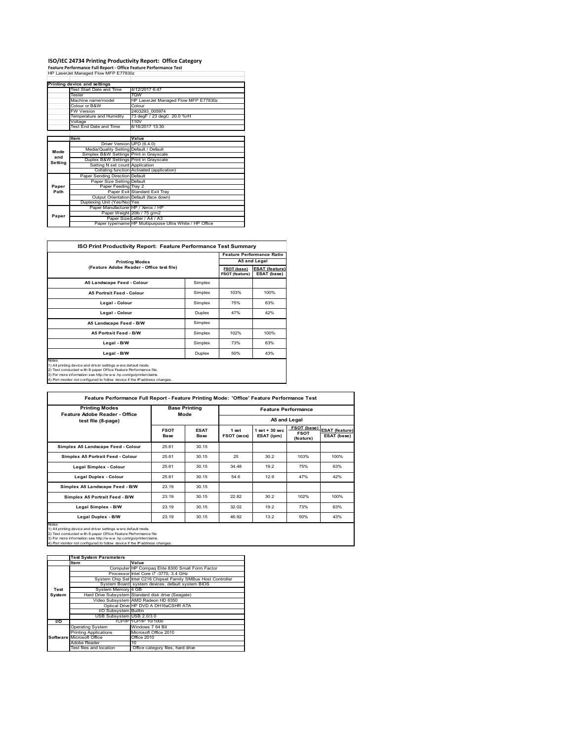# ISO/IEC 24734 Printing Productivity Report: Office Category

**Feature Performance Full Report - Office Feature Performance Test**

HP LaserJet Managed Flow MFP E77830z

| Printing device and settings | |
|---|---|
| Test Start Date and Time | 4/12/2017 6:47 |
| Tester | TQW |
| Machine name/model | HP LaserJet Managed Flow MFP E77830z |
| Colour or B&W | Colour |
| FW Version | 2403293_005974 |
| Temperature and Humidity | 73 degF / 23 degC 20.0 %rH |
| Voltage | 110V |
| Test End Date and Time | 8/16/2017 13:30 |

| | Item | Value |
|---|---|---|
| Mode and Setting | Driver Version | UPD (6.4.0) |
| | Media/Quality Setting | Default / Default |
| | Simplex B&W Settings | Print in Grayscale |
| | Duplex B&W Settings | Print in Grayscale |
| | Setting N set count | Application |
| | Collating function | Activated (application) |
| Paper Path | Paper Sending Direction | Default |
| | Paper Size Setting | Default |
| | Paper Feeding | Tray 2 |
| | Paper Exit | Standard Exit Tray |
| | Output Orientation | Default (face down) |
| | Duplexing Unit (Yes/No) | Yes |
| Paper | Paper Manufacturer | HP / Xerox / HP |
| | Paper Weight | 20lb / 75 g/m2 |
| | Paper Size | Letter / A4 / A3 |
| | Paper type/name | HP Multipurpose Ultra White / HP Office |

## ISO Print Productivity Report: Feature Performance Test Summary

| Printing Modes (Feature Adobe Reader - Office test file) | | Feature Performance Ratio A5 and Legal | |
|---|---|---|---|
| | | FSOT (base) / FSOT (feature) | ESAT (feature) / ESAT (base) |
| A5 Landscape Feed - Colour | Simplex | | |
| A5 Portrait Feed - Colour | Simplex | 103% | 100% |
| Legal - Colour | Simplex | 75% | 63% |
| Legal - Colour | Duplex | 47% | 42% |
| A5 Landscape Feed - B/W | Simplex | | |
| A5 Portrait Feed - B/W | Simplex | 102% | 100% |
| Legal - B/W | Simplex | 73% | 63% |
| Legal - B/W | Duplex | 50% | 43% |

Notes
1) All printing device and driver settings were default mode.
2) Test conducted with 8-paper Office Feature Performance file.
3) For more information see http://www.hp.com/go/printerclaims.
4) Port monitor not configured to follow device if the IP address changes.

## Feature Performance Full Report - Feature Printing Mode: 'Office' Feature Performance Test

| Printing Modes Feature Adobe Reader - Office test file (8-page) | Base Printing Mode | | Feature Performance A5 and Legal | | | |
|---|---|---|---|---|---|---|
| | FSOT Base | ESAT Base | 1 set FSOT (secs) | 1 set + 30 sec ESAT (ipm) | FSOT (base) / FSOT (feature) | ESAT (feature) / ESAT (base) |
| Simplex A5 Landscape Feed - Colour | 25.61 | 30.15 | | | | |
| Simplex A5 Portrait Feed - Colour | 25.61 | 30.15 | 25 | 30.2 | 103% | 100% |
| Legal Simplex - Colour | 25.61 | 30.15 | 34.48 | 19.2 | 75% | 63% |
| Legal Duplex - Colour | 25.61 | 30.15 | 54.6 | 12.9 | 47% | 42% |
| Simplex A5 Landscape Feed - B/W | 23.19 | 30.15 | | | | |
| Simplex A5 Portrait Feed - B/W | 23.19 | 30.15 | 22.82 | 30.2 | 102% | 100% |
| Legal Simplex - B/W | 23.19 | 30.15 | 32.02 | 19.2 | 73% | 63% |
| Legal Duplex - B/W | 23.19 | 30.15 | 46.92 | 13.2 | 50% | 43% |

Notes
1) All printing device and driver settings were default mode.
2) Test conducted with 8-paper Office Feature Performance file
3) For more information see http://www.hp.com/go/printerclaims.
4) Port monitor not configured to follow device if the IP address changes.

| | Test System Parameters | |
|---|---|---|
| | Item | Value |
| Test System | Computer | HP Compaq Elite 8300 Small Form Factor |
| | Processor | Intel Core i7 -3770, 3.4 GHz |
| | System Chip Set | Intel C216 Chipset Family SMBus Host Controller |
| | System Board | system devices, default system BIOS |
| | System Memory | 4 GB |
| | Hard Drive Subsystem | Standard disk drive (Seagate) |
| | Video Subsystem | AMD Radeon HD 6350 |
| | Optical Drive | HP DVD A DH16aCSHR ATA |
| | I/O Subsystem | Builtin |
| | USB Subsystem | USB 2.0/3.0 |
| I/O | TCP/IP | TCP/IP 10/1000 |
| Software | Operating System | Windows 7 64 Bit |
| | Printing Applications | Microsoft Office 2010 |
| | Microsoft Office | Office 2010 |
| | Adobe Reader | 10 |
| | Test files and location | Office category files, hard drive |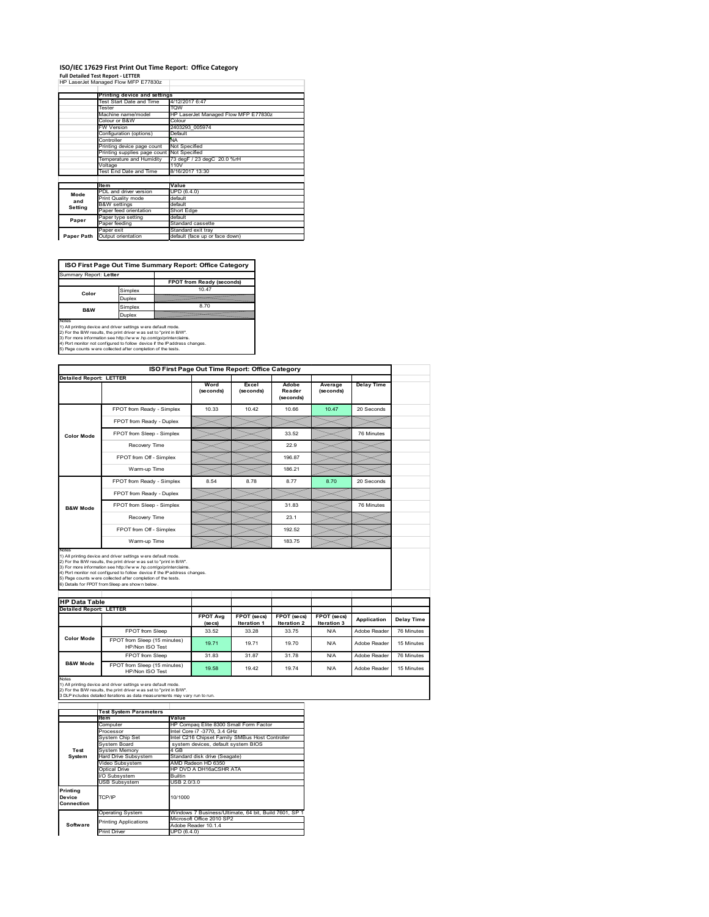# ISO/IEC 17629 First Print Out Time Report: Office Category

**Full Detailed Test Report - LETTER**

HP LaserJet Managed Flow MFP E77830z

| | Printing device and settings | |
|---|---|---|
| | Test Start Date and Time | 4/12/2017 6:47 |
| | Tester | TQW |
| | Machine name/model | HP LaserJet Managed Flow MFP E77830z |
| | Colour or B&W | Colour |
| | FW Version | 2403293_005974 |
| | Configuration (options) | Default |
| | Controller | NA |
| | Printing device page count | Not Specified |
| | Printing supplies page count | Not Specified |
| | Temperature and Humidity | 73 degF / 23 degC 20.0 %rH |
| | Voltage | 110V |
| | Test End Date and Time | 8/16/2017 13:30 |

| | Item | Value |
|---|---|---|
| Mode and Setting | PDL and driver version | UPD (6.4.0) |
| | Print Quality mode | default |
| | B&W settings | default |
| | Paper feed orientation | Short Edge |
| Paper | Paper type setting | default |
| | Paper feeding | Standard cassette |
| | Paper exit | Standard exit tray |
| Paper Path | Output orientation | default (face up or face down) |

## ISO First Page Out Time Summary Report: Office Category

| Summary Report: Letter | | |
|---|---|---|
| | | FPOT from Ready (seconds) |
| Color | Simplex | 10.47 |
| | Duplex | |
| B&W | Simplex | 8.70 |
| | Duplex | |

Notes
1) All printing device and driver settings were default mode.
2) For the B/W results, the print driver was set to "print in B/W".
3) For more information see http://www.hp.com/go/printerclaims.
4) Port monitor not configured to follow device if the IP address changes.
5) Page counts were collected after completion of the tests.

## ISO First Page Out Time Report: Office Category

| Detailed Report: LETTER | | Word (seconds) | Excel (seconds) | Adobe Reader (seconds) | Average (seconds) | Delay Time |
|---|---|---|---|---|---|---|
| Color Mode | FPOT from Ready - Simplex | 10.33 | 10.42 | 10.66 | 10.47 | 20 Seconds |
| | FPOT from Ready - Duplex | | | | | |
| | FPOT from Sleep - Simplex | | | 33.52 | | 76 Minutes |
| | Recovery Time | | | 22.9 | | |
| | FPOT from Off - Simplex | | | 196.87 | | |
| | Warm-up Time | | | 186.21 | | |
| B&W Mode | FPOT from Ready - Simplex | 8.54 | 8.78 | 8.77 | 8.70 | 20 Seconds |
| | FPOT from Ready - Duplex | | | | | |
| | FPOT from Sleep - Simplex | | | 31.83 | | 76 Minutes |
| | Recovery Time | | | 23.1 | | |
| | FPOT from Off - Simplex | | | 192.52 | | |
| | Warm-up Time | | | 183.75 | | |

Notes
1) All printing device and driver settings were default mode.
2) For the B/W results, the print driver was set to "print in B/W".
3) For more information see http://www.hp.com/go/printerclaims.
4) Port monitor not configured to follow device if the IP address changes.
5) Page counts were collected after completion of the tests.
6) Details for FPOT from Sleep are shown below.

## HP Data Table

| Detailed Report: LETTER | | FPOT Avg (secs) | FPOT (secs) Iteration 1 | FPOT (secs) Iteration 2 | FPOT (secs) Iteration 3 | Application | Delay Time |
|---|---|---|---|---|---|---|---|
| Color Mode | FPOT from Sleep | 33.52 | 33.28 | 33.75 | N/A | Adobe Reader | 76 Minutes |
| | FPOT from Sleep (15 minutes) HP/Non ISO Test | 19.71 | 19.71 | 19.70 | N/A | Adobe Reader | 15 Minutes |
| B&W Mode | FPOT from Sleep | 31.83 | 31.87 | 31.78 | N/A | Adobe Reader | 76 Minutes |
| | FPOT from Sleep (15 minutes) HP/Non ISO Test | 19.58 | 19.42 | 19.74 | N/A | Adobe Reader | 15 Minutes |

Notes
1) All printing device and driver settings were default mode.
2) For the B/W results, the print driver was set to "print in B/W".
3 DLP includes detailed iterations as data measurements may vary run to run.

| | Test System Parameters | |
|---|---|---|
| | Item | Value |
| Test System | Computer | HP Compaq Elite 8300 Small Form Factor |
| | Processor | Intel Core i7 -3770, 3.4 GHz |
| | System Chip Set | Intel C216 Chipset Family SMBus Host Controller |
| | System Board | system devices, default system BIOS |
| | System Memory | 4 GB |
| | Hard Drive Subsystem | Standard disk drive (Seagate) |
| | Video Subsystem | AMD Radeon HD 6350 |
| | Optical Drive | HP DVD A DH16aCSHR ATA |
| | I/O Subsystem | Builtin |
| | USB Subsystem | USB 2.0/3.0 |
| Printing Device Connection | TCP/IP | 10/1000 |
| Software | Operating System | Windows 7 Business/Ultimate, 64 bit, Build 7601, SP 1 |
| | Printing Applications | Microsoft Office 2010 SP2 |
| | | Adobe Reader 10.1.4 |
| | Print Driver | UPD (6.4.0) |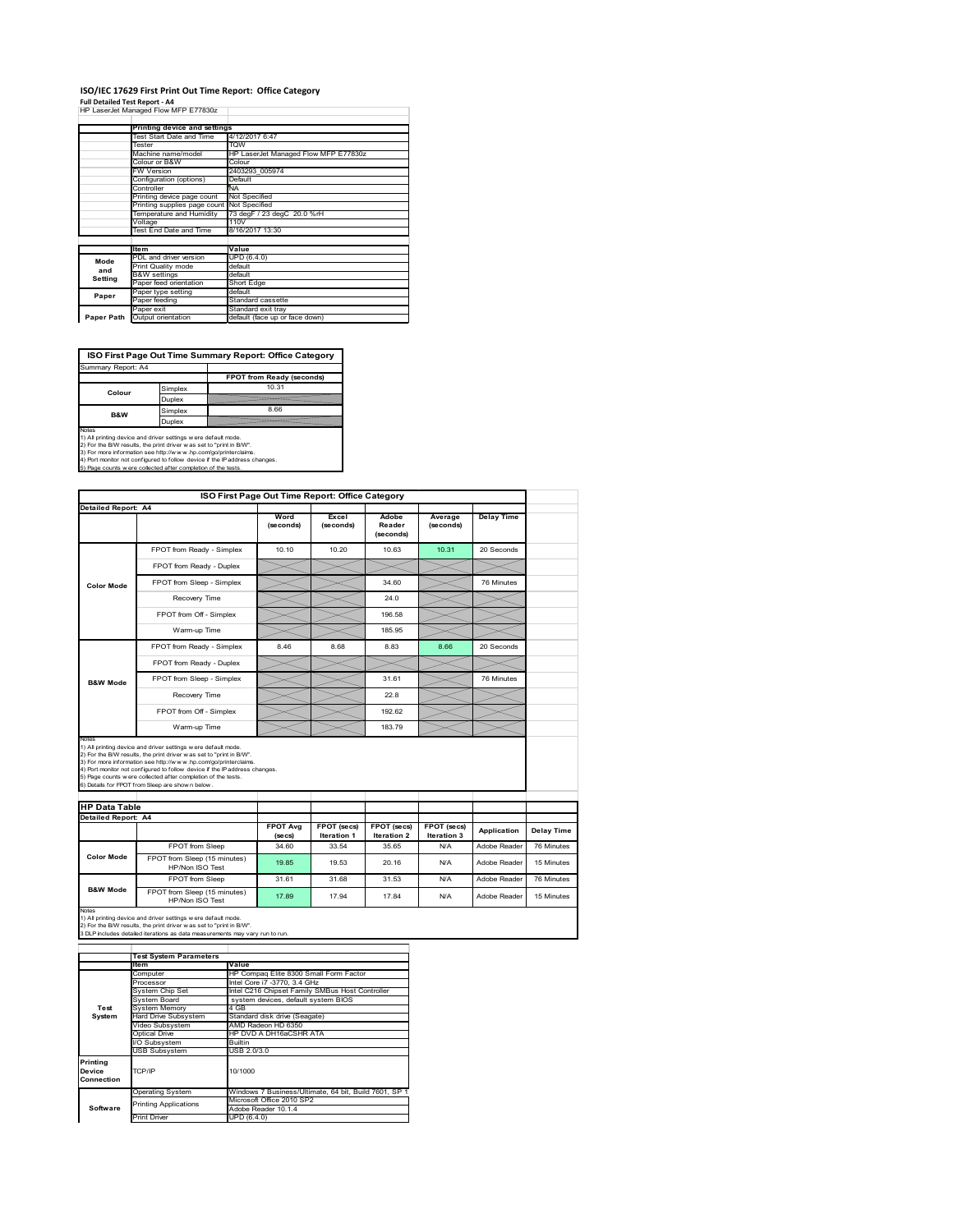# ISO/IEC 17629 First Print Out Time Report: Office Category

**Full Detailed Test Report - A4**

HP LaserJet Managed Flow MFP E77830z

| | Printing device and settings | |
|---|---|---|
| | Test Start Date and Time | 4/12/2017 6:47 |
| | Tester | TQW |
| | Machine name/model | HP LaserJet Managed Flow MFP E77830z |
| | Colour or B&W | Colour |
| | FW Version | 2403293_005974 |
| | Configuration (options) | Default |
| | Controller | NA |
| | Printing device page count | Not Specified |
| | Printing supplies page count | Not Specified |
| | Temperature and Humidity | 73 degF / 23 degC 20.0 %rH |
| | Voltage | 110V |
| | Test End Date and Time | 8/16/2017 13:30 |

| | Item | Value |
|---|---|---|
| Mode and Setting | PDL and driver version | UPD (6.4.0) |
| | Print Quality mode | default |
| | B&W settings | default |
| | Paper feed orientation | Short Edge |
| Paper | Paper type setting | default |
| | Paper feeding | Standard cassette |
| | Paper exit | Standard exit tray |
| Paper Path | Output orientation | default (face up or face down) |

## ISO First Page Out Time Summary Report: Office Category

Summary Report: A4

| | | FPOT from Ready (seconds) |
|---|---|---|
| Colour | Simplex | 10.31 |
| | Duplex | |
| B&W | Simplex | 8.66 |
| | Duplex | |

Notes
1) All printing device and driver settings were default mode.
2) For the B/W results, the print driver was set to "print in B/W".
3) For more information see http://www.hp.com/go/printerclaims.
4) Port monitor not configured to follow device if the IP address changes.
5) Page counts were collected after completion of the tests.

## ISO First Page Out Time Report: Office Category

Detailed Report: A4

| | | Word (seconds) | Excel (seconds) | Adobe Reader (seconds) | Average (seconds) | Delay Time |
|---|---|---|---|---|---|---|
| Color Mode | FPOT from Ready - Simplex | 10.10 | 10.20 | 10.63 | 10.31 | 20 Seconds |
| | FPOT from Ready - Duplex | | | | | |
| | FPOT from Sleep - Simplex | | | 34.60 | | 76 Minutes |
| | Recovery Time | | | 24.0 | | |
| | FPOT from Off - Simplex | | | 196.58 | | |
| | Warm-up Time | | | 185.95 | | |
| B&W Mode | FPOT from Ready - Simplex | 8.46 | 8.68 | 8.83 | 8.66 | 20 Seconds |
| | FPOT from Ready - Duplex | | | | | |
| | FPOT from Sleep - Simplex | | | 31.61 | | 76 Minutes |
| | Recovery Time | | | 22.8 | | |
| | FPOT from Off - Simplex | | | 192.62 | | |
| | Warm-up Time | | | 183.79 | | |

Notes
1) All printing device and driver settings were default mode.
2) For the B/W results, the print driver was set to "print in B/W".
3) For more information see http://www.hp.com/go/printerclaims.
4) Port monitor not configured to follow device if the IP address changes.
5) Page counts were collected after completion of the tests.
6) Details for FPOT from Sleep are shown below.

## HP Data Table

Detailed Report: A4

| | | FPOT Avg (secs) | FPOT (secs) Iteration 1 | FPOT (secs) Iteration 2 | FPOT (secs) Iteration 3 | Application | Delay Time |
|---|---|---|---|---|---|---|---|
| Color Mode | FPOT from Sleep | 34.60 | 33.54 | 35.65 | N/A | Adobe Reader | 76 Minutes |
| | FPOT from Sleep (15 minutes) HP/Non ISO Test | 19.85 | 19.53 | 20.16 | N/A | Adobe Reader | 15 Minutes |
| B&W Mode | FPOT from Sleep | 31.61 | 31.68 | 31.53 | N/A | Adobe Reader | 76 Minutes |
| | FPOT from Sleep (15 minutes) HP/Non ISO Test | 17.89 | 17.94 | 17.84 | N/A | Adobe Reader | 15 Minutes |

Notes
1) All printing device and driver settings were default mode.
2) For the B/W results, the print driver was set to "print in B/W".
3 DLP includes detailed iterations as data measurements may vary run to run.

| | Test System Parameters | |
|---|---|---|
| | Item | Value |
| Test System | Computer | HP Compaq Elite 8300 Small Form Factor |
| | Processor | Intel Core i7 -3770, 3.4 GHz |
| | System Chip Set | Intel C216 Chipset Family SMBus Host Controller |
| | System Board | system devices, default system BIOS |
| | System Memory | 4 GB |
| | Hard Drive Subsystem | Standard disk drive (Seagate) |
| | Video Subsystem | AMD Radeon HD 6350 |
| | Optical Drive | HP DVD A DH16aCSHR ATA |
| | I/O Subsystem | Builtin |
| | USB Subsystem | USB 2.0/3.0 |
| Printing Device Connection | TCP/IP | 10/1000 |
| Software | Operating System | Windows 7 Business/Ultimate, 64 bit, Build 7601, SP 1 |
| | Printing Applications | Microsoft Office 2010 SP2<br>Adobe Reader 10.1.4 |
| | Print Driver | UPD (6.4.0) |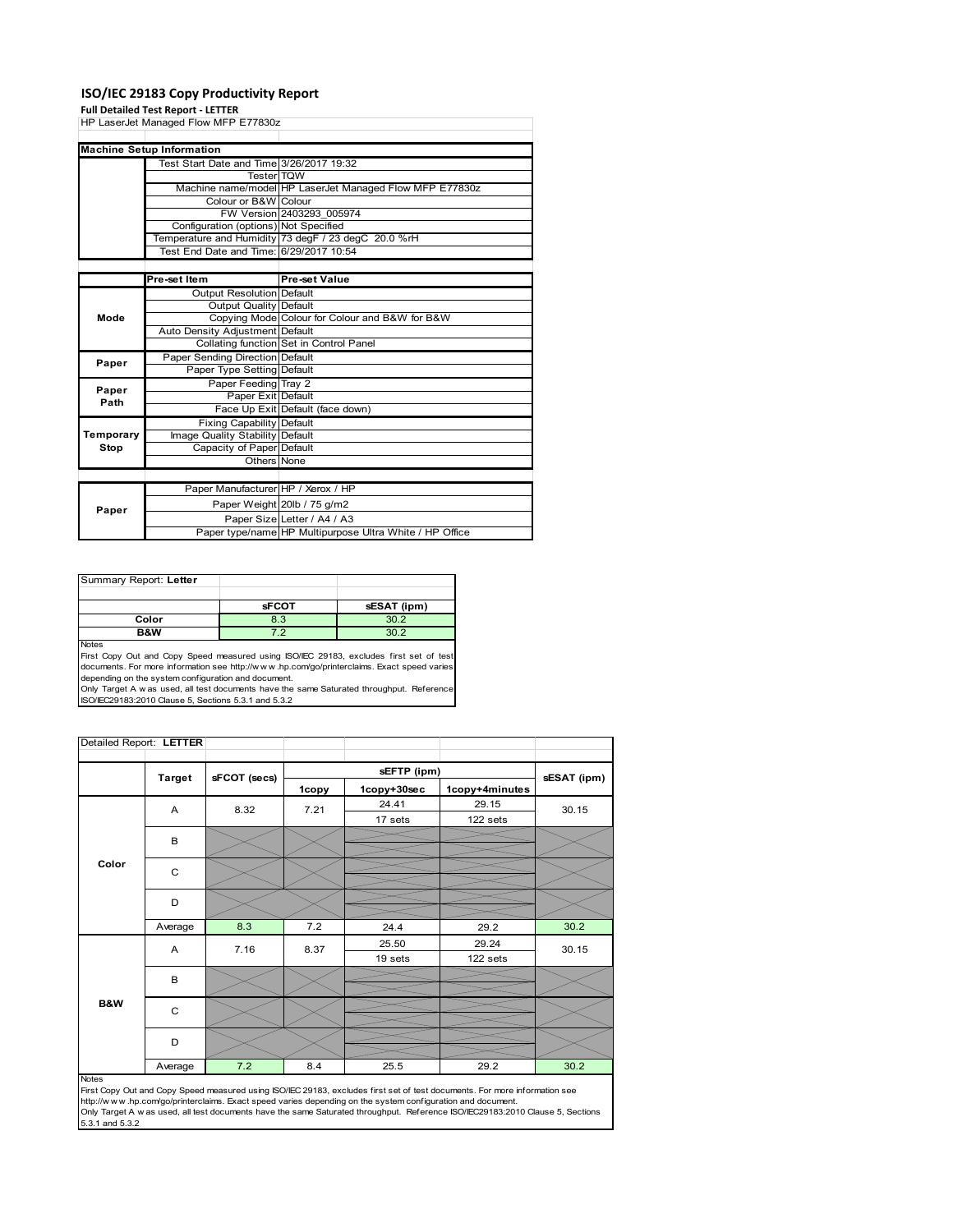# ISO/IEC 29183 Copy Productivity Report

**Full Detailed Test Report - LETTER**

HP LaserJet Managed Flow MFP E77830z

| Machine Setup Information | | |
|---|---|---|
| | Test Start Date and Time | 3/26/2017 19:32 |
| | Tester | TQW |
| | Machine name/model | HP LaserJet Managed Flow MFP E77830z |
| | Colour or B&W | Colour |
| | FW Version | 2403293_005974 |
| | Configuration (options) | Not Specified |
| | Temperature and Humidity | 73 degF / 23 degC 20.0 %rH |
| | Test End Date and Time: | 6/29/2017 10:54 |

| | Pre-set Item | Pre-set Value |
|---|---|---|
| Mode | Output Resolution | Default |
| | Output Quality | Default |
| | Copying Mode | Colour for Colour and B&W for B&W |
| | Auto Density Adjustment | Default |
| | Collating function | Set in Control Panel |
| Paper | Paper Sending Direction | Default |
| | Paper Type Setting | Default |
| Paper Path | Paper Feeding | Tray 2 |
| | Paper Exit | Default |
| | Face Up Exit | Default (face down) |
| Temporary Stop | Fixing Capability | Default |
| | Image Quality Stability | Default |
| | Capacity of Paper | Default |
| | Others | None |

| | | |
|---|---|---|
| Paper | Paper Manufacturer | HP / Xerox / HP |
| | Paper Weight | 20lb / 75 g/m2 |
| | Paper Size | Letter / A4 / A3 |
| | Paper type/name | HP Multipurpose Ultra White / HP Office |

Summary Report: **Letter**

| | sFCOT | sESAT (ipm) |
|---|---|---|
| Color | 8.3 | 30.2 |
| B&W | 7.2 | 30.2 |

Notes

First Copy Out and Copy Speed measured using ISO/IEC 29183, excludes first set of test documents. For more information see http://www.hp.com/go/printerclaims. Exact speed varies depending on the system configuration and document.

Only Target A was used, all test documents have the same Saturated throughput. Reference ISO/IEC29183:2010 Clause 5, Sections 5.3.1 and 5.3.2

Detailed Report: **LETTER**

| | Target | sFCOT (secs) | sEFTP (ipm) | | | sESAT (ipm) |
|---|---|---|---|---|---|---|
| | | | 1copy | 1copy+30sec | 1copy+4minutes | |
| Color | A | 8.32 | 7.21 | 24.41<br>17 sets | 29.15<br>122 sets | 30.15 |
| | B | | | | | |
| | C | | | | | |
| | D | | | | | |
| | Average | 8.3 | 7.2 | 24.4 | 29.2 | 30.2 |
| B&W | A | 7.16 | 8.37 | 25.50<br>19 sets | 29.24<br>122 sets | 30.15 |
| | B | | | | | |
| | C | | | | | |
| | D | | | | | |
| | Average | 7.2 | 8.4 | 25.5 | 29.2 | 30.2 |

Notes

First Copy Out and Copy Speed measured using ISO/IEC 29183, excludes first set of test documents. For more information see http://www.hp.com/go/printerclaims. Exact speed varies depending on the system configuration and document.

Only Target A was used, all test documents have the same Saturated throughput. Reference ISO/IEC29183:2010 Clause 5, Sections 5.3.1 and 5.3.2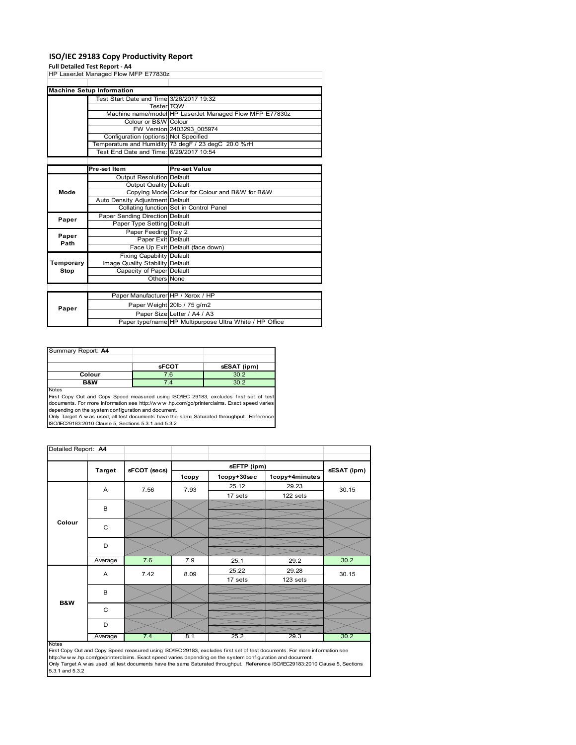# ISO/IEC 29183 Copy Productivity Report

**Full Detailed Test Report - A4**

HP LaserJet Managed Flow MFP E77830z

| Machine Setup Information | | |
|---|---|---|
| | Test Start Date and Time | 3/26/2017 19:32 |
| | Tester | TQW |
| | Machine name/model | HP LaserJet Managed Flow MFP E77830z |
| | Colour or B&W | Colour |
| | FW Version | 2403293_005974 |
| | Configuration (options) | Not Specified |
| | Temperature and Humidity | 73 degF / 23 degC 20.0 %rH |
| | Test End Date and Time: | 6/29/2017 10:54 |

| | Pre-set Item | Pre-set Value |
|---|---|---|
| Mode | Output Resolution | Default |
| | Output Quality | Default |
| | Copying Mode | Colour for Colour and B&W for B&W |
| | Auto Density Adjustment | Default |
| | Collating function | Set in Control Panel |
| Paper | Paper Sending Direction | Default |
| | Paper Type Setting | Default |
| Paper Path | Paper Feeding | Tray 2 |
| | Paper Exit | Default |
| | Face Up Exit | Default (face down) |
| Temporary Stop | Fixing Capability | Default |
| | Image Quality Stability | Default |
| | Capacity of Paper | Default |
| | Others | None |

| | | |
|---|---|---|
| Paper | Paper Manufacturer | HP / Xerox / HP |
| | Paper Weight | 20lb / 75 g/m2 |
| | Paper Size | Letter / A4 / A3 |
| | Paper type/name | HP Multipurpose Ultra White / HP Office |

Summary Report: **A4**

| | sFCOT | sESAT (ipm) |
|---|---|---|
| Colour | 7.6 | 30.2 |
| B&W | 7.4 | 30.2 |

Notes

First Copy Out and Copy Speed measured using ISO/IEC 29183, excludes first set of test documents. For more information see http://www.hp.com/go/printerclaims. Exact speed varies depending on the system configuration and document.

Only Target A was used, all test documents have the same Saturated throughput. Reference ISO/IEC29183:2010 Clause 5, Sections 5.3.1 and 5.3.2

Detailed Report: **A4**

| | Target | sFCOT (secs) | sEFTP (ipm) | | | sESAT (ipm) |
|---|---|---|---|---|---|---|
| | | | 1copy | 1copy+30sec | 1copy+4minutes | |
| Colour | A | 7.56 | 7.93 | 25.12 / 17 sets | 29.23 / 122 sets | 30.15 |
| | B | | | | | |
| | C | | | | | |
| | D | | | | | |
| | Average | 7.6 | 7.9 | 25.1 | 29.2 | 30.2 |
| B&W | A | 7.42 | 8.09 | 25.22 / 17 sets | 29.28 / 123 sets | 30.15 |
| | B | | | | | |
| | C | | | | | |
| | D | | | | | |
| | Average | 7.4 | 8.1 | 25.2 | 29.3 | 30.2 |

Notes

First Copy Out and Copy Speed measured using ISO/IEC 29183, excludes first set of test documents. For more information see http://www.hp.com/go/printerclaims. Exact speed varies depending on the system configuration and document.

Only Target A was used, all test documents have the same Saturated throughput. Reference ISO/IEC29183:2010 Clause 5, Sections 5.3.1 and 5.3.2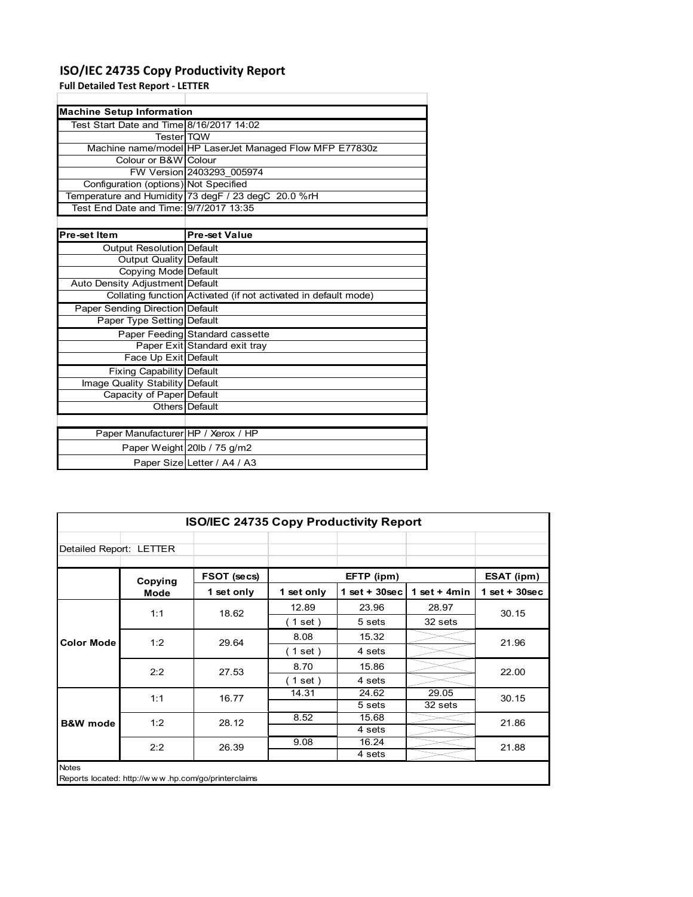# ISO/IEC 24735 Copy Productivity Report

**Full Detailed Test Report - LETTER**

| Machine Setup Information | |
|---|---|
| Test Start Date and Time | 8/16/2017 14:02 |
| Tester | TQW |
| Machine name/model | HP LaserJet Managed Flow MFP E77830z |
| Colour or B&W | Colour |
| FW Version | 2403293_005974 |
| Configuration (options) | Not Specified |
| Temperature and Humidity | 73 degF / 23 degC 20.0 %rH |
| Test End Date and Time: | 9/7/2017 13:35 |

| Pre-set Item | Pre-set Value |
|---|---|
| Output Resolution | Default |
| Output Quality | Default |
| Copying Mode | Default |
| Auto Density Adjustment | Default |
| Collating function | Activated (if not activated in default mode) |
| Paper Sending Direction | Default |
| Paper Type Setting | Default |
| Paper Feeding | Standard cassette |
| Paper Exit | Standard exit tray |
| Face Up Exit | Default |
| Fixing Capability | Default |
| Image Quality Stability | Default |
| Capacity of Paper | Default |
| Others | Default |

| | |
|---|---|
| Paper Manufacturer | HP / Xerox / HP |
| Paper Weight | 20lb / 75 g/m2 |
| Paper Size | Letter / A4 / A3 |

## ISO/IEC 24735 Copy Productivity Report

Detailed Report: LETTER

| | Copying Mode | FSOT (secs) | EFTP (ipm) | | | ESAT (ipm) |
|---|---|---|---|---|---|---|
| | | 1 set only | 1 set only | 1 set + 30sec | 1 set + 4min | 1 set + 30sec |
| Color Mode | 1:1 | 18.62 | 12.89 | 23.96 | 28.97 | 30.15 |
| | | | ( 1 set ) | 5 sets | 32 sets | |
| | 1:2 | 29.64 | 8.08 | 15.32 | | 21.96 |
| | | | ( 1 set ) | 4 sets | | |
| | 2:2 | 27.53 | 8.70 | 15.86 | | 22.00 |
| | | | ( 1 set ) | 4 sets | | |
| B&W mode | 1:1 | 16.77 | 14.31 | 24.62 | 29.05 | 30.15 |
| | | | | 5 sets | 32 sets | |
| | 1:2 | 28.12 | 8.52 | 15.68 | | 21.86 |
| | | | | 4 sets | | |
| | 2:2 | 26.39 | 9.08 | 16.24 | | 21.88 |
| | | | | 4 sets | | |

Notes

Reports located: http://w w w .hp.com/go/printerclaims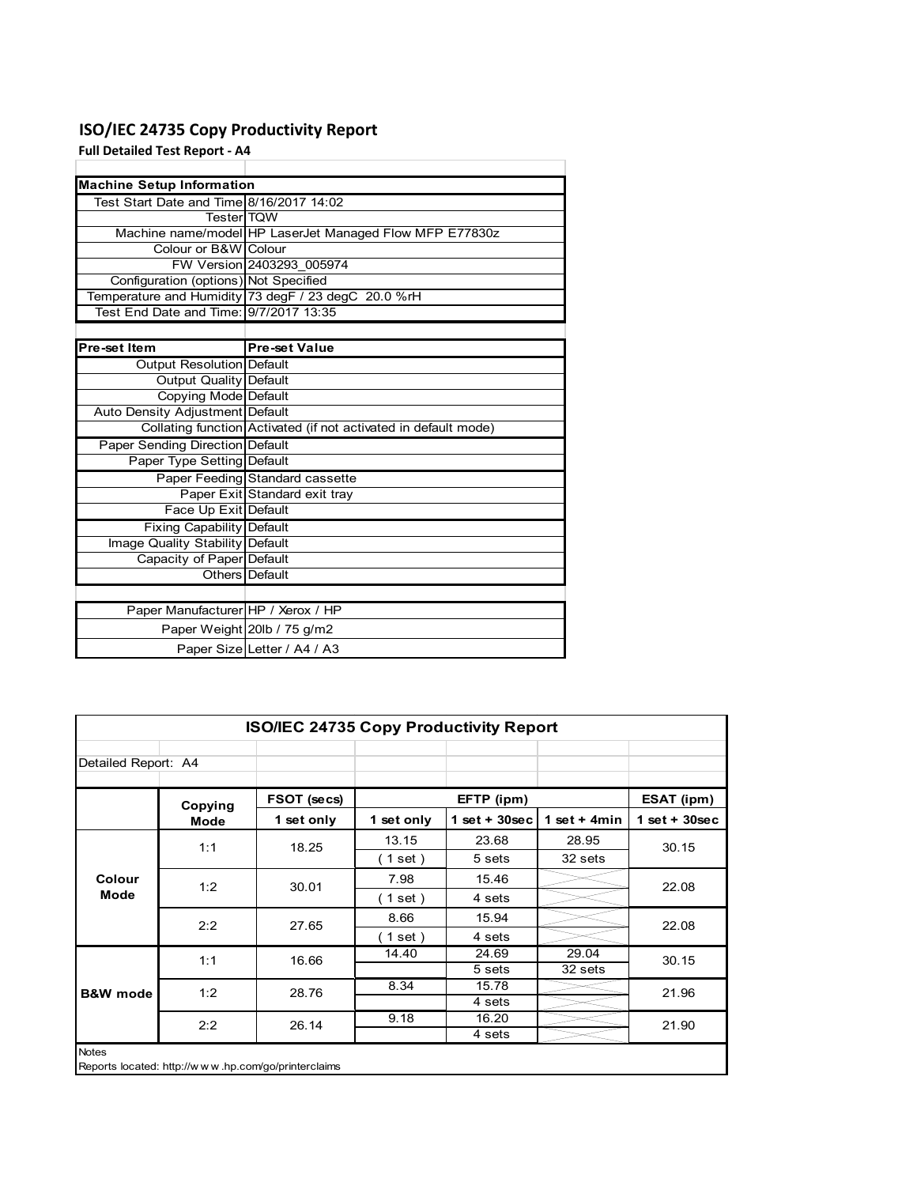# ISO/IEC 24735 Copy Productivity Report

**Full Detailed Test Report - A4**

| Machine Setup Information | |
|---|---|
| Test Start Date and Time | 8/16/2017 14:02 |
| Tester | TQW |
| Machine name/model | HP LaserJet Managed Flow MFP E77830z |
| Colour or B&W | Colour |
| FW Version | 2403293_005974 |
| Configuration (options) | Not Specified |
| Temperature and Humidity | 73 degF / 23 degC 20.0 %rH |
| Test End Date and Time: | 9/7/2017 13:35 |

| Pre-set Item | Pre-set Value |
|---|---|
| Output Resolution | Default |
| Output Quality | Default |
| Copying Mode | Default |
| Auto Density Adjustment | Default |
| Collating function | Activated (if not activated in default mode) |
| Paper Sending Direction | Default |
| Paper Type Setting | Default |
| Paper Feeding | Standard cassette |
| Paper Exit | Standard exit tray |
| Face Up Exit | Default |
| Fixing Capability | Default |
| Image Quality Stability | Default |
| Capacity of Paper | Default |
| Others | Default |

| | |
|---|---|
| Paper Manufacturer | HP / Xerox / HP |
| Paper Weight | 20lb / 75 g/m2 |
| Paper Size | Letter / A4 / A3 |

**ISO/IEC 24735 Copy Productivity Report**

Detailed Report: A4

| | Copying Mode | FSOT (secs) | EFTP (ipm) | | | ESAT (ipm) |
|---|---|---|---|---|---|---|
| | | 1 set only | 1 set only | 1 set + 30sec | 1 set + 4min | 1 set + 30sec |
| Colour Mode | 1:1 | 18.25 | 13.15 | 23.68 | 28.95 | 30.15 |
| | | | ( 1 set ) | 5 sets | 32 sets | |
| | 1:2 | 30.01 | 7.98 | 15.46 | | 22.08 |
| | | | ( 1 set ) | 4 sets | | |
| | 2:2 | 27.65 | 8.66 | 15.94 | | 22.08 |
| | | | ( 1 set ) | 4 sets | | |
| B&W mode | 1:1 | 16.66 | 14.40 | 24.69 | 29.04 | 30.15 |
| | | | | 5 sets | 32 sets | |
| | 1:2 | 28.76 | 8.34 | 15.78 | | 21.96 |
| | | | | 4 sets | | |
| | 2:2 | 26.14 | 9.18 | 16.20 | | 21.90 |
| | | | | 4 sets | | |

Notes

Reports located: http://w w w .hp.com/go/printerclaims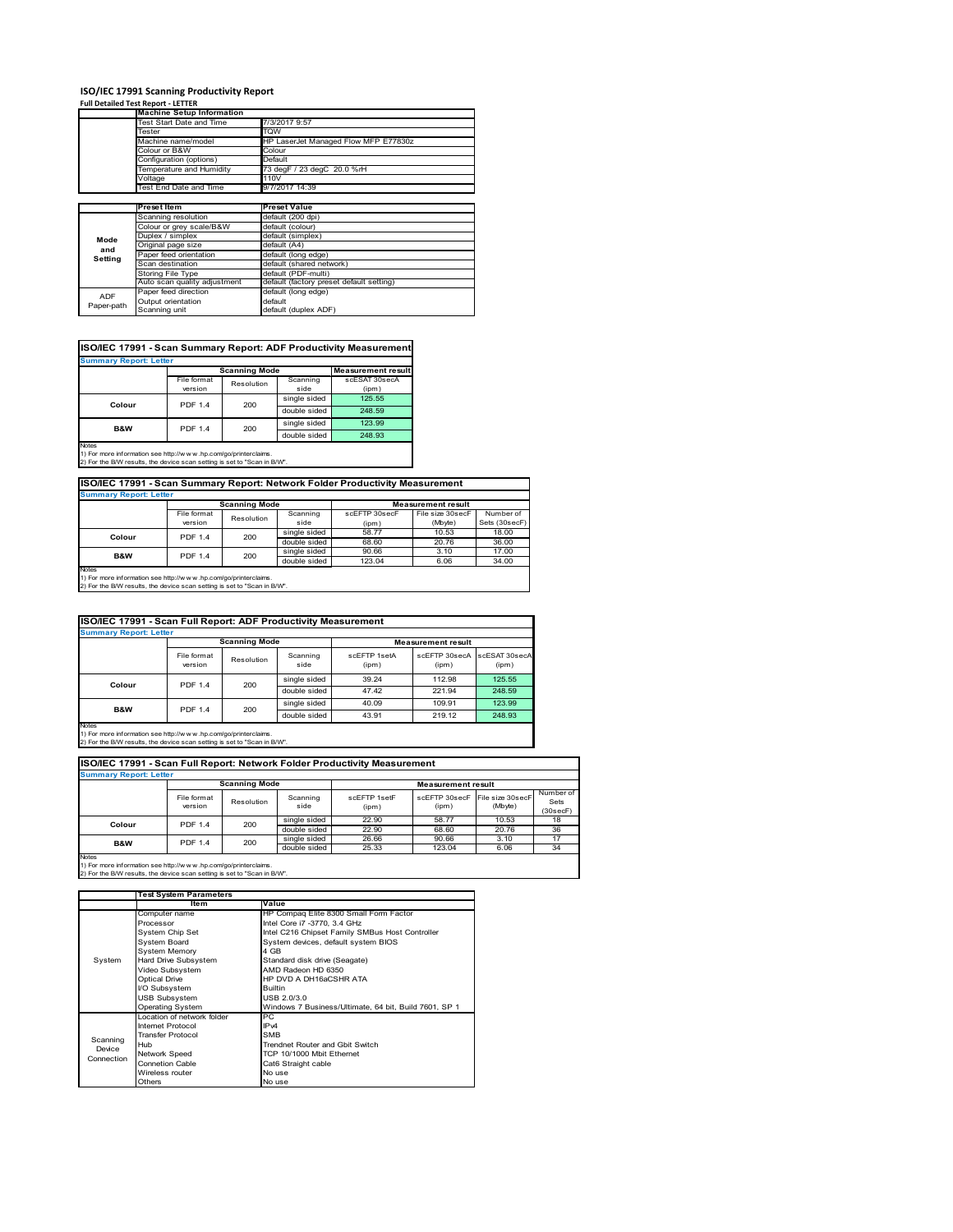# ISO/IEC 17991 Scanning Productivity Report

**Full Detailed Test Report - LETTER**

| | Machine Setup Information | |
|---|---|---|
| | Test Start Date and Time | 7/3/2017 9:57 |
| | Tester | TQW |
| | Machine name/model | HP LaserJet Managed Flow MFP E77830z |
| | Colour or B&W | Colour |
| | Configuration (options) | Default |
| | Temperature and Humidity | 73 degF / 23 degC 20.0 %rH |
| | Voltage | 110V |
| | Test End Date and Time | 9/7/2017 14:39 |

| | Preset Item | Preset Value |
|---|---|---|
| Mode and Setting | Scanning resolution | default (200 dpi) |
| | Colour or grey scale/B&W | default (colour) |
| | Duplex / simplex | default (simplex) |
| | Original page size | default (A4) |
| | Paper feed orientation | default (long edge) |
| | Scan destination | default (shared network) |
| | Storing File Type | default (PDF-multi) |
| | Auto scan quality adjustment | default (factory preset default setting) |
| ADF Paper-path | Paper feed direction | default (long edge) |
| | Output orientation | default |
| | Scanning unit | default (duplex ADF) |

## ISO/IEC 17991 - Scan Summary Report: ADF Productivity Measurement

**Summary Report: Letter**

| | Scanning Mode | | | Measurement result |
|---|---|---|---|---|
| | File format version | Resolution | Scanning side | scESAT 30secA (ipm) |
| Colour | PDF 1.4 | 200 | single sided | 125.55 |
| | | | double sided | 248.59 |
| B&W | PDF 1.4 | 200 | single sided | 123.99 |
| | | | double sided | 248.93 |

Notes
1) For more information see http://www.hp.com/go/printerclaims.
2) For the B/W results, the device scan setting is set to "Scan in B/W".

## ISO/IEC 17991 - Scan Summary Report: Network Folder Productivity Measurement

**Summary Report: Letter**

| | Scanning Mode | | | Measurement result | | |
|---|---|---|---|---|---|---|
| | File format version | Resolution | Scanning side | scEFTP 30secF (ipm) | File size 30secF (Mbyte) | Number of Sets (30secF) |
| Colour | PDF 1.4 | 200 | single sided | 58.77 | 10.53 | 18.00 |
| | | | double sided | 68.60 | 20.76 | 36.00 |
| B&W | PDF 1.4 | 200 | single sided | 90.66 | 3.10 | 17.00 |
| | | | double sided | 123.04 | 6.06 | 34.00 |

Notes
1) For more information see http://www.hp.com/go/printerclaims.
2) For the B/W results, the device scan setting is set to "Scan in B/W".

## ISO/IEC 17991 - Scan Full Report: ADF Productivity Measurement

**Summary Report: Letter**

| | Scanning Mode | | | Measurement result | | |
|---|---|---|---|---|---|---|
| | File format version | Resolution | Scanning side | scEFTP 1setA (ipm) | scEFTP 30secA (ipm) | scESAT 30secA (ipm) |
| Colour | PDF 1.4 | 200 | single sided | 39.24 | 112.98 | 125.55 |
| | | | double sided | 47.42 | 221.94 | 248.59 |
| B&W | PDF 1.4 | 200 | single sided | 40.09 | 109.91 | 123.99 |
| | | | double sided | 43.91 | 219.12 | 248.93 |

Notes
1) For more information see http://www.hp.com/go/printerclaims.
2) For the B/W results, the device scan setting is set to "Scan in B/W".

## ISO/IEC 17991 - Scan Full Report: Network Folder Productivity Measurement

**Summary Report: Letter**

| | Scanning Mode | | | Measurement result | | | |
|---|---|---|---|---|---|---|---|
| | File format version | Resolution | Scanning side | scEFTP 1setF (ipm) | scEFTP 30secF (ipm) | File size 30secF (Mbyte) | Number of Sets (30secF) |
| Colour | PDF 1.4 | 200 | single sided | 22.90 | 58.77 | 10.53 | 18 |
| | | | double sided | 22.90 | 68.60 | 20.76 | 36 |
| B&W | PDF 1.4 | 200 | single sided | 26.66 | 90.66 | 3.10 | 17 |
| | | | double sided | 25.33 | 123.04 | 6.06 | 34 |

Notes
1) For more information see http://www.hp.com/go/printerclaims.
2) For the B/W results, the device scan setting is set to "Scan in B/W".

| | Test System Parameters | |
|---|---|---|
| | Item | Value |
| System | Computer name | HP Compaq Elite 8300 Small Form Factor |
| | Processor | Intel Core i7 -3770, 3.4 GHz |
| | System Chip Set | Intel C216 Chipset Family SMBus Host Controller |
| | System Board | System devices, default system BIOS |
| | System Memory | 4 GB |
| | Hard Drive Subsystem | Standard disk drive (Seagate) |
| | Video Subsystem | AMD Radeon HD 6350 |
| | Optical Drive | HP DVD A DH16aCSHR ATA |
| | I/O Subsystem | Builtin |
| | USB Subsystem | USB 2.0/3.0 |
| | Operating System | Windows 7 Business/Ultimate, 64 bit, Build 7601, SP 1 |
| Scanning Device Connection | Location of network folder | PC |
| | Internet Protocol | IPv4 |
| | Transfer Protocol | SMB |
| | Hub | Trendnet Router and Gbit Switch |
| | Network Speed | TCP 10/1000 Mbit Ethernet |
| | Connetion Cable | Cat6 Straight cable |
| | Wireless router | No use |
| | Others | No use |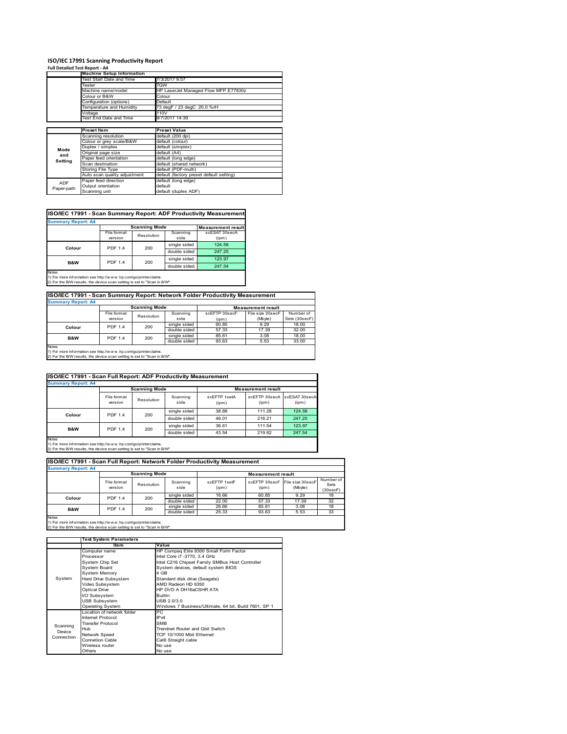# ISO/IEC 17991 Scanning Productivity Report

**Full Detailed Test Report - A4**

| | Machine Setup Information | |
|---|---|---|
| | Test Start Date and Time | 7/3/2017 9:57 |
| | Tester | TQW |
| | Machine name/model | HP LaserJet Managed Flow MFP E77830z |
| | Colour or B&W | Colour |
| | Configuration (options) | Default |
| | Temperature and Humidity | 73 degF / 23 degC 20.0 %rH |
| | Voltage | 110V |
| | Test End Date and Time | 9/7/2017 14:39 |

| | Preset Item | Preset Value |
|---|---|---|
| Mode and Setting | Scanning resolution | default (200 dpi) |
| | Colour or grey scale/B&W | default (colour) |
| | Duplex / simplex | default (simplex) |
| | Original page size | default (A4) |
| | Paper feed orientation | default (long edge) |
| | Scan destination | default (shared network) |
| | Storing File Type | default (PDF-multi) |
| | Auto scan quality adjustment | default (factory preset default setting) |
| ADF Paper-path | Paper feed direction | default (long edge) |
| | Output orientation | default |
| | Scanning unit | default (duplex ADF) |

## ISO/IEC 17991 - Scan Summary Report: ADF Productivity Measurement

**Summary Report: A4**

| | Scanning Mode | | | Measurement result |
|---|---|---|---|---|
| | File format version | Resolution | Scanning side | scESAT 30secA (ipm) |
| Colour | PDF 1.4 | 200 | single sided | 124.58 |
| | | | double sided | 247.25 |
| B&W | PDF 1.4 | 200 | single sided | 123.97 |
| | | | double sided | 247.54 |

Notes
1) For more information see http://w w w .hp.com/go/printerclaims.
2) For the B/W results, the device scan setting is set to "Scan in B/W".

## ISO/IEC 17991 - Scan Summary Report: Network Folder Productivity Measurement

**Summary Report: A4**

| | Scanning Mode | | | Measurement result | | |
|---|---|---|---|---|---|---|
| | File format version | Resolution | Scanning side | scEFTP 30secF (ipm) | File size 30secF (Mbyte) | Number of Sets (30secF) |
| Colour | PDF 1.4 | 200 | single sided | 60.85 | 9.29 | 18.00 |
| | | | double sided | 57.33 | 17.39 | 32.00 |
| B&W | PDF 1.4 | 200 | single sided | 85.61 | 3.08 | 18.00 |
| | | | double sided | 93.63 | 5.53 | 33.00 |

Notes
1) For more information see http://w w w .hp.com/go/printerclaims.
2) For the B/W results, the device scan setting is set to "Scan in B/W".

## ISO/IEC 17991 - Scan Full Report: ADF Productivity Measurement

**Summary Report: A4**

| | Scanning Mode | | | Measurement result | | |
|---|---|---|---|---|---|---|
| | File format version | Resolution | Scanning side | scEFTP 1setA (ipm) | scEFTP 30secA (ipm) | scESAT 30secA (ipm) |
| Colour | PDF 1.4 | 200 | single sided | 38.88 | 111.28 | 124.58 |
| | | | double sided | 46.01 | 216.21 | 247.25 |
| B&W | PDF 1.4 | 200 | single sided | 36.61 | 111.54 | 123.97 |
| | | | double sided | 43.54 | 219.82 | 247.54 |

Notes
1) For more information see http://w w w .hp.com/go/printerclaims.
2) For the B/W results, the device scan setting is set to "Scan in B/W".

## ISO/IEC 17991 - Scan Full Report: Network Folder Productivity Measurement

**Summary Report: A4**

| | Scanning Mode | | | Measurement result | | | |
|---|---|---|---|---|---|---|---|
| | File format version | Resolution | Scanning side | scEFTP 1setF (ipm) | scEFTP 30secF (ipm) | File size 30secF (Mbyte) | Number of Sets (30secF) |
| Colour | PDF 1.4 | 200 | single sided | 16.66 | 60.85 | 9.29 | 18 |
| | | | double sided | 22.00 | 57.33 | 17.39 | 32 |
| B&W | PDF 1.4 | 200 | single sided | 26.66 | 85.61 | 3.08 | 18 |
| | | | double sided | 25.33 | 93.63 | 5.53 | 33 |

Notes
1) For more information see http://w w w .hp.com/go/printerclaims.
2) For the B/W results, the device scan setting is set to "Scan in B/W".

| | Test System Parameters | |
|---|---|---|
| | Item | Value |
| System | Computer name | HP Compaq Elite 8300 Small Form Factor |
| | Processor | Intel Core i7 -3770, 3.4 GHz |
| | System Chip Set | Intel C216 Chipset Family SMBus Host Controller |
| | System Board | System devices, default system BIOS |
| | System Memory | 4 GB |
| | Hard Drive Subsystem | Standard disk drive (Seagate) |
| | Video Subsystem | AMD Radeon HD 6350 |
| | Optical Drive | HP DVD A DH16aCSHR ATA |
| | I/O Subsystem | Builtin |
| | USB Subsystem | USB 2.0/3.0 |
| | Operating System | Windows 7 Business/Ultimate, 64 bit, Build 7601, SP 1 |
| Scanning Device Connection | Location of network folder | PC |
| | Internet Protocol | IPv4 |
| | Transfer Protocol | SMB |
| | Hub | Trendnet Router and Gbit Switch |
| | Network Speed | TCP 10/1000 Mbit Ethernet |
| | Connetion Cable | Cat6 Straight cable |
| | Wireless router | No use |
| | Others | No use |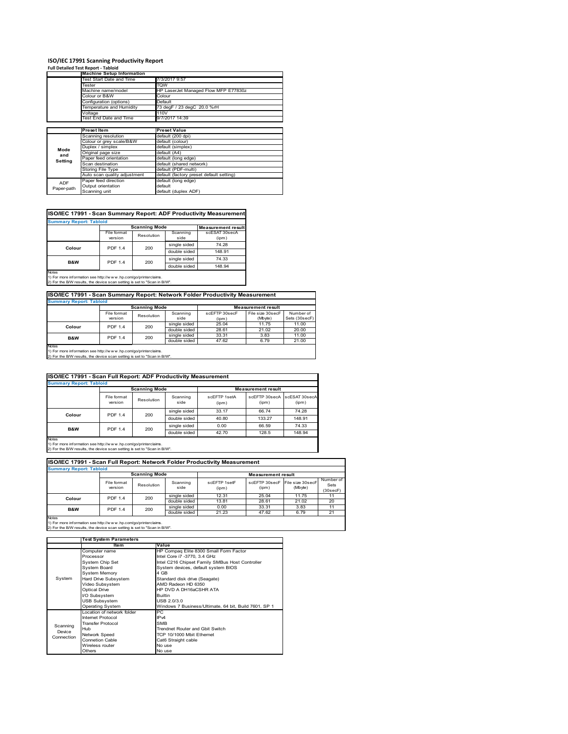# ISO/IEC 17991 Scanning Productivity Report

**Full Detailed Test Report - Tabloid**

| | Machine Setup Information | |
|---|---|---|
| | Test Start Date and Time | 7/3/2017 9:57 |
| | Tester | TQW |
| | Machine name/model | HP LaserJet Managed Flow MFP E77830z |
| | Colour or B&W | Colour |
| | Configuration (options) | Default |
| | Temperature and Humidity | 73 degF / 23 degC 20.0 %rH |
| | Voltage | 110V |
| | Test End Date and Time | 9/7/2017 14:39 |

| | Preset Item | Preset Value |
|---|---|---|
| Mode and Setting | Scanning resolution | default (200 dpi) |
| | Colour or grey scale/B&W | default (colour) |
| | Duplex / simplex | default (simplex) |
| | Original page size | default (A4) |
| | Paper feed orientation | default (long edge) |
| | Scan destination | default (shared network) |
| | Storing File Type | default (PDF-multi) |
| | Auto scan quality adjustment | default (factory preset default setting) |
| ADF Paper-path | Paper feed direction | default (long edge) |
| | Output orientation | default |
| | Scanning unit | default (duplex ADF) |

## ISO/IEC 17991 - Scan Summary Report: ADF Productivity Measurement

**Summary Report: Tabloid**

| | Scanning Mode | | | Measurement result |
|---|---|---|---|---|
| | File format version | Resolution | Scanning side | scESAT 30secA (ipm) |
| Colour | PDF 1.4 | 200 | single sided | 74.28 |
| | | | double sided | 148.91 |
| B&W | PDF 1.4 | 200 | single sided | 74.33 |
| | | | double sided | 148.94 |

Notes
1) For more information see http://www.hp.com/go/printerclaims.
2) For the B/W results, the device scan setting is set to "Scan in B/W".

## ISO/IEC 17991 - Scan Summary Report: Network Folder Productivity Measurement

**Summary Report: Tabloid**

| | Scanning Mode | | | Measurement result | | |
|---|---|---|---|---|---|---|
| | File format version | Resolution | Scanning side | scEFTP 30secF (ipm) | File size 30secF (Mbyte) | Number of Sets (30secF) |
| Colour | PDF 1.4 | 200 | single sided | 25.04 | 11.75 | 11.00 |
| | | | double sided | 28.61 | 21.02 | 20.00 |
| B&W | PDF 1.4 | 200 | single sided | 33.31 | 3.83 | 11.00 |
| | | | double sided | 47.62 | 6.79 | 21.00 |

Notes
1) For more information see http://www.hp.com/go/printerclaims.
2) For the B/W results, the device scan setting is set to "Scan in B/W".

## ISO/IEC 17991 - Scan Full Report: ADF Productivity Measurement

**Summary Report: Tabloid**

| | Scanning Mode | | | Measurement result | | |
|---|---|---|---|---|---|---|
| | File format version | Resolution | Scanning side | scEFTP 1setA (ipm) | scEFTP 30secA (ipm) | scESAT 30secA (ipm) |
| Colour | PDF 1.4 | 200 | single sided | 33.17 | 66.74 | 74.28 |
| | | | double sided | 40.80 | 133.27 | 148.91 |
| B&W | PDF 1.4 | 200 | single sided | 0.00 | 66.59 | 74.33 |
| | | | double sided | 42.70 | 128.5 | 148.94 |

Notes
1) For more information see http://www.hp.com/go/printerclaims.
2) For the B/W results, the device scan setting is set to "Scan in B/W".

## ISO/IEC 17991 - Scan Full Report: Network Folder Productivity Measurement

**Summary Report: Tabloid**

| | Scanning Mode | | | Measurement result | | | |
|---|---|---|---|---|---|---|---|
| | File format version | Resolution | Scanning side | scEFTP 1setF (ipm) | scEFTP 30secF (ipm) | File size 30secF (Mbyte) | Number of Sets (30secF) |
| Colour | PDF 1.4 | 200 | single sided | 12.31 | 25.04 | 11.75 | 11 |
| | | | double sided | 13.81 | 28.61 | 21.02 | 20 |
| B&W | PDF 1.4 | 200 | single sided | 0.00 | 33.31 | 3.83 | 11 |
| | | | double sided | 21.23 | 47.62 | 6.79 | 21 |

Notes
1) For more information see http://www.hp.com/go/printerclaims.
2) For the B/W results, the device scan setting is set to "Scan in B/W".

| | Test System Parameters | |
|---|---|---|
| | Item | Value |
| System | Computer name | HP Compaq Elite 8300 Small Form Factor |
| | Processor | Intel Core i7 -3770, 3.4 GHz |
| | System Chip Set | Intel C216 Chipset Family SMBus Host Controller |
| | System Board | System devices, default system BIOS |
| | System Memory | 4 GB |
| | Hard Drive Subsystem | Standard disk drive (Seagate) |
| | Video Subsystem | AMD Radeon HD 6350 |
| | Optical Drive | HP DVD A DH16aCSHR ATA |
| | I/O Subsystem | Builtin |
| | USB Subsystem | USB 2.0/3.0 |
| | Operating System | Windows 7 Business/Ultimate, 64 bit, Build 7601, SP 1 |
| Scanning Device Connection | Location of network folder | PC |
| | Internet Protocol | IPv4 |
| | Transfer Protocol | SMB |
| | Hub | Trendnet Router and Gbit Switch |
| | Network Speed | TCP 10/1000 Mbit Ethernet |
| | Connetion Cable | Cat6 Straight cable |
| | Wireless router | No use |
| | Others | No use |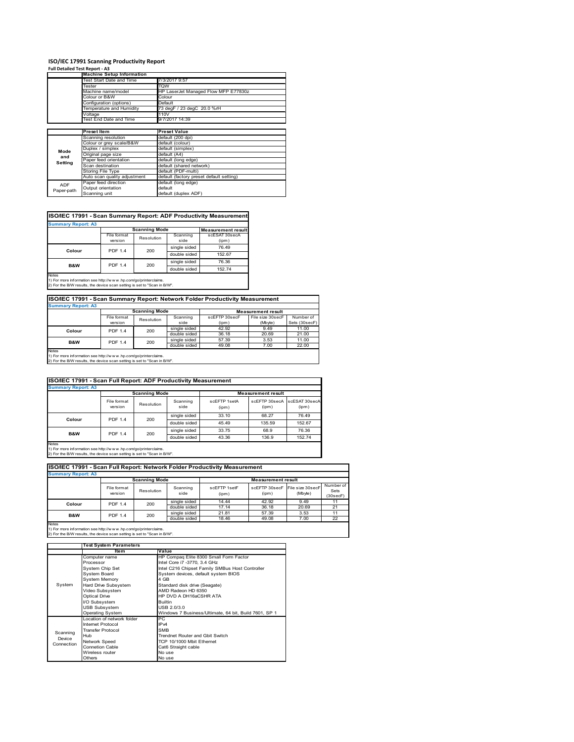# ISO/IEC 17991 Scanning Productivity Report

**Full Detailed Test Report - A3**

| | Machine Setup Information | |
|---|---|---|
| | Test Start Date and Time | 7/3/2017 9:57 |
| | Tester | TQW |
| | Machine name/model | HP LaserJet Managed Flow MFP E77830z |
| | Colour or B&W | Colour |
| | Configuration (options) | Default |
| | Temperature and Humidity | 73 degF / 23 degC 20.0 %rH |
| | Voltage | 110V |
| | Test End Date and Time | 9/7/2017 14:39 |

| | Preset Item | Preset Value |
|---|---|---|
| Mode and Setting | Scanning resolution | default (200 dpi) |
| | Colour or grey scale/B&W | default (colour) |
| | Duplex / simplex | default (simplex) |
| | Original page size | default (A4) |
| | Paper feed orientation | default (long edge) |
| | Scan destination | default (shared network) |
| | Storing File Type | default (PDF-multi) |
| | Auto scan quality adjustment | default (factory preset default setting) |
| ADF Paper-path | Paper feed direction | default (long edge) |
| | Output orientation | default |
| | Scanning unit | default (duplex ADF) |

## ISO/IEC 17991 - Scan Summary Report: ADF Productivity Measurement

**Summary Report: A3**

| | Scanning Mode | | | Measurement result |
|---|---|---|---|---|
| | File format version | Resolution | Scanning side | scESAT 30secA (ipm) |
| Colour | PDF 1.4 | 200 | single sided | 76.49 |
| | | | double sided | 152.67 |
| B&W | PDF 1.4 | 200 | single sided | 76.36 |
| | | | double sided | 152.74 |

Notes
1) For more information see http://w w w .hp.com/go/printerclaims.
2) For the B/W results, the device scan setting is set to "Scan in B/W".

## ISO/IEC 17991 - Scan Summary Report: Network Folder Productivity Measurement

**Summary Report: A3**

| | Scanning Mode | | | Measurement result | | |
|---|---|---|---|---|---|---|
| | File format version | Resolution | Scanning side | scEFTP 30secF (ipm) | File size 30secF (Mbyte) | Number of Sets (30secF) |
| Colour | PDF 1.4 | 200 | single sided | 42.92 | 9.49 | 11.00 |
| | | | double sided | 36.18 | 20.69 | 21.00 |
| B&W | PDF 1.4 | 200 | single sided | 57.39 | 3.53 | 11.00 |
| | | | double sided | 49.08 | 7.00 | 22.00 |

Notes
1) For more information see http://w w w .hp.com/go/printerclaims.
2) For the B/W results, the device scan setting is set to "Scan in B/W".

## ISO/IEC 17991 - Scan Full Report: ADF Productivity Measurement

**Summary Report: A3**

| | Scanning Mode | | | Measurement result | | |
|---|---|---|---|---|---|---|
| | File format version | Resolution | Scanning side | scEFTP 1setA (ipm) | scEFTP 30secA (ipm) | scESAT 30secA (ipm) |
| Colour | PDF 1.4 | 200 | single sided | 33.10 | 68.27 | 76.49 |
| | | | double sided | 45.49 | 135.59 | 152.67 |
| B&W | PDF 1.4 | 200 | single sided | 33.75 | 68.9 | 76.36 |
| | | | double sided | 43.36 | 136.9 | 152.74 |

Notes
1) For more information see http://w w w .hp.com/go/printerclaims.
2) For the B/W results, the device scan setting is set to "Scan in B/W".

## ISO/IEC 17991 - Scan Full Report: Network Folder Productivity Measurement

**Summary Report: A3**

| | Scanning Mode | | | Measurement result | | | |
|---|---|---|---|---|---|---|---|
| | File format version | Resolution | Scanning side | scEFTP 1setF (ipm) | scEFTP 30secF (ipm) | File size 30secF (Mbyte) | Number of Sets (30secF) |
| Colour | PDF 1.4 | 200 | single sided | 14.44 | 42.92 | 9.49 | 11 |
| | | | double sided | 17.14 | 36.18 | 20.69 | 21 |
| B&W | PDF 1.4 | 200 | single sided | 21.81 | 57.39 | 3.53 | 11 |
| | | | double sided | 18.46 | 49.08 | 7.00 | 22 |

Notes
1) For more information see http://w w w .hp.com/go/printerclaims.
2) For the B/W results, the device scan setting is set to "Scan in B/W".

| | Test System Parameters | |
|---|---|---|
| | Item | Value |
| System | Computer name | HP Compaq Elite 8300 Small Form Factor |
| | Processor | Intel Core i7 -3770, 3.4 GHz |
| | System Chip Set | Intel C216 Chipset Family SMBus Host Controller |
| | System Board | System devices, default system BIOS |
| | System Memory | 4 GB |
| | Hard Drive Subsystem | Standard disk drive (Seagate) |
| | Video Subsystem | AMD Radeon HD 6350 |
| | Optical Drive | HP DVD A DH16aCSHR ATA |
| | I/O Subsystem | Builtin |
| | USB Subsystem | USB 2.0/3.0 |
| | Operating System | Windows 7 Business/Ultimate, 64 bit, Build 7601, SP 1 |
| Scanning Device Connection | Location of network folder | PC |
| | Internet Protocol | IPv4 |
| | Transfer Protocol | SMB |
| | Hub | Trendnet Router and Gbit Switch |
| | Network Speed | TCP 10/1000 Mbit Ethernet |
| | Connetion Cable | Cat6 Straight cable |
| | Wireless router | No use |
| | Others | No use |